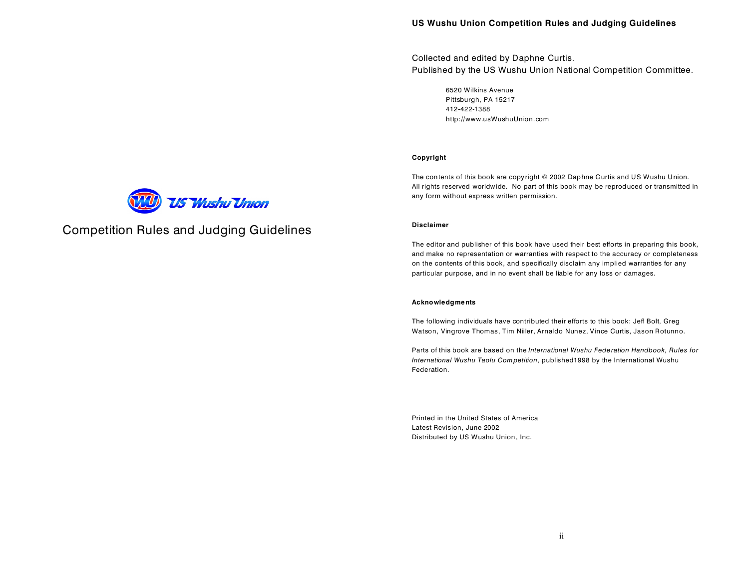US Wushu Union

# Competition Rules and Judging Guidelines

**US Wushu Union Competition Rules and Judging Guidelines**

Collected and edited by Daphne Curtis.
Published by the US Wushu Union National Competition Committee.

6520 Wilkins Avenue
Pittsburgh, PA 15217
412-422-1388
http://www.usWushuUnion.com

**Copyright**

The contents of this book are copyright © 2002 Daphne Curtis and US Wushu Union. All rights reserved worldwide. No part of this book may be reproduced or transmitted in any form without express written permission.

**Disclaimer**

The editor and publisher of this book have used their best efforts in preparing this book, and make no representation or warranties with respect to the accuracy or completeness on the contents of this book, and specifically disclaim any implied warranties for any particular purpose, and in no event shall be liable for any loss or damages.

**Acknowledgments**

The following individuals have contributed their efforts to this book: Jeff Bolt, Greg Watson, Vingrove Thomas, Tim Niiler, Arnaldo Nunez, Vince Curtis, Jason Rotunno.

Parts of this book are based on the *International Wushu Federation Handbook, Rules for International Wushu Taolu Competition*, published1998 by the International Wushu Federation.

Printed in the United States of America
Latest Revision, June 2002
Distributed by US Wushu Union, Inc.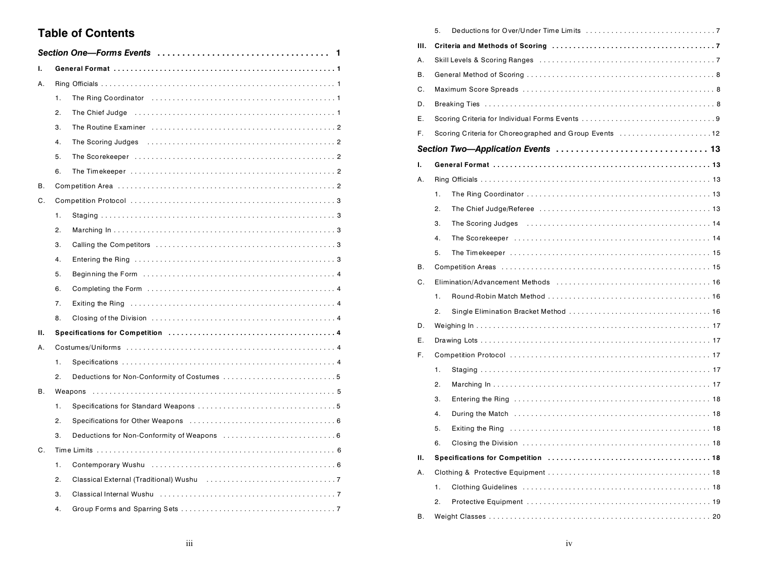# Table of Contents

*Section One—Forms Events* ........ 1

**I. General Format** ........ 1

A. Ring Officials ........ 1

1. The Ring Coordinator ........ 1
2. The Chief Judge ........ 1
3. The Routine Examiner ........ 2
4. The Scoring Judges ........ 2
5. The Scorekeeper ........ 2
6. The Timekeeper ........ 2

B. Competition Area ........ 2

C. Competition Protocol ........ 3

1. Staging ........ 3
2. Marching In ........ 3
3. Calling the Competitors ........ 3
4. Entering the Ring ........ 3
5. Beginning the Form ........ 4
6. Completing the Form ........ 4
7. Exiting the Ring ........ 4
8. Closing of the Division ........ 4

**II. Specifications for Competition** ........ 4

A. Costumes/Uniforms ........ 4

1. Specifications ........ 4
2. Deductions for Non-Conformity of Costumes ........ 5

B. Weapons ........ 5

1. Specifications for Standard Weapons ........ 5
2. Specifications for Other Weapons ........ 6
3. Deductions for Non-Conformity of Weapons ........ 6

C. Time Limits ........ 6

1. Contemporary Wushu ........ 6
2. Classical External (Traditional) Wushu ........ 7
3. Classical Internal Wushu ........ 7
4. Group Forms and Sparring Sets ........ 7
5. Deductions for Over/Under Time Limits ........ 7

**III. Criteria and Methods of Scoring** ........ 7

A. Skill Levels & Scoring Ranges ........ 7

B. General Method of Scoring ........ 8

C. Maximum Score Spreads ........ 8

D. Breaking Ties ........ 8

E. Scoring Criteria for Individual Forms Events ........ 9

F. Scoring Criteria for Choreographed and Group Events ........ 12

*Section Two—Application Events* ........ 13

**I. General Format** ........ 13

A. Ring Officials ........ 13

1. The Ring Coordinator ........ 13
2. The Chief Judge/Referee ........ 13
3. The Scoring Judges ........ 14
4. The Scorekeeper ........ 14
5. The Timekeeper ........ 15

B. Competition Areas ........ 15

C. Elimination/Advancement Methods ........ 16

1. Round-Robin Match Method ........ 16
2. Single Elimination Bracket Method ........ 16

D. Weighing In ........ 17

E. Drawing Lots ........ 17

F. Competition Protocol ........ 17

1. Staging ........ 17
2. Marching In ........ 17
3. Entering the Ring ........ 18
4. During the Match ........ 18
5. Exiting the Ring ........ 18
6. Closing the Division ........ 18

**II. Specifications for Competition** ........ 18

A. Clothing & Protective Equipment ........ 18

1. Clothing Guidelines ........ 18
2. Protective Equipment ........ 19

B. Weight Classes ........ 20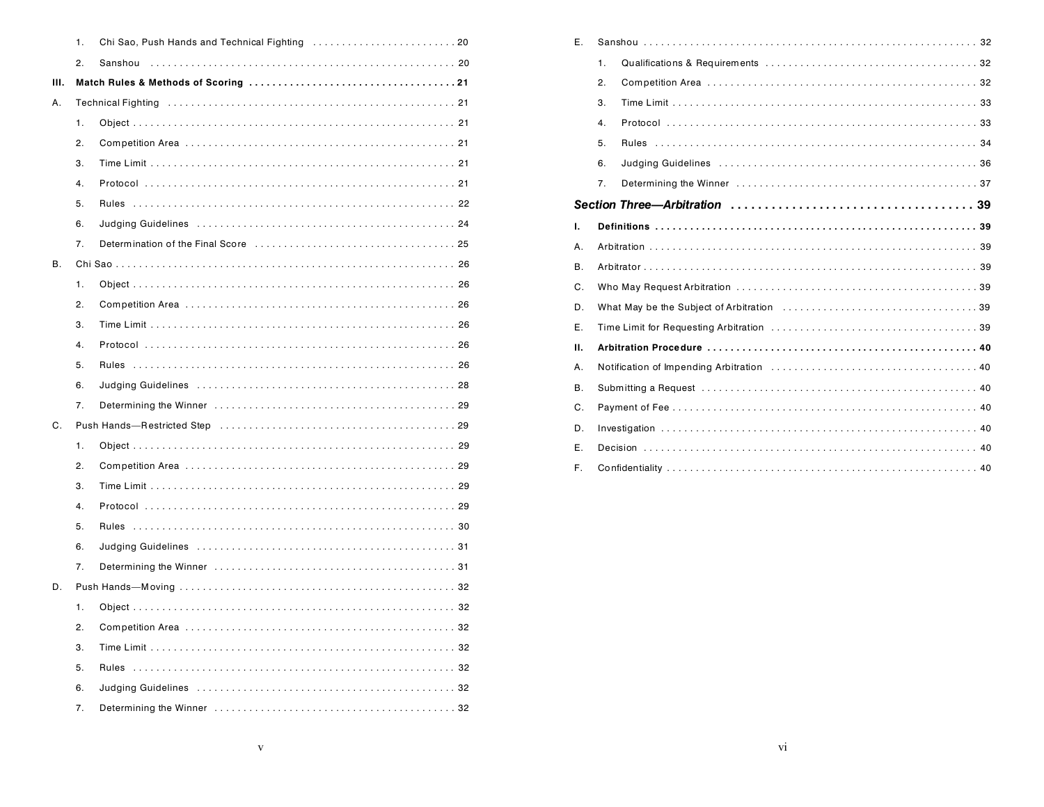1. Chi Sao, Push Hands and Technical Fighting . . . . . . . . . . 20
2. Sanshou . . . . . . . . . . 20

**III. Match Rules & Methods of Scoring . . . . . . . . . . 21**

A. Technical Fighting . . . . . . . . . . 21
1. Object . . . . . . . . . . 21
2. Competition Area . . . . . . . . . . 21
3. Time Limit . . . . . . . . . . 21
4. Protocol . . . . . . . . . . 21
5. Rules . . . . . . . . . . 22
6. Judging Guidelines . . . . . . . . . . 24
7. Determination of the Final Score . . . . . . . . . . 25

B. Chi Sao . . . . . . . . . . 26
1. Object . . . . . . . . . . 26
2. Competition Area . . . . . . . . . . 26
3. Time Limit . . . . . . . . . . 26
4. Protocol . . . . . . . . . . 26
5. Rules . . . . . . . . . . 26
6. Judging Guidelines . . . . . . . . . . 28
7. Determining the Winner . . . . . . . . . . 29

C. Push Hands—Restricted Step . . . . . . . . . . 29
1. Object . . . . . . . . . . 29
2. Competition Area . . . . . . . . . . 29
3. Time Limit . . . . . . . . . . 29
4. Protocol . . . . . . . . . . 29
5. Rules . . . . . . . . . . 30
6. Judging Guidelines . . . . . . . . . . 31
7. Determining the Winner . . . . . . . . . . 31

D. Push Hands—Moving . . . . . . . . . . 32
1. Object . . . . . . . . . . 32
2. Competition Area . . . . . . . . . . 32
3. Time Limit . . . . . . . . . . 32
5. Rules . . . . . . . . . . 32
6. Judging Guidelines . . . . . . . . . . 32
7. Determining the Winner . . . . . . . . . . 32

E. Sanshou . . . . . . . . . . 32
1. Qualifications & Requirements . . . . . . . . . . 32
2. Competition Area . . . . . . . . . . 32
3. Time Limit . . . . . . . . . . 33
4. Protocol . . . . . . . . . . 33
5. Rules . . . . . . . . . . 34
6. Judging Guidelines . . . . . . . . . . 36
7. Determining the Winner . . . . . . . . . . 37

***Section Three—Arbitration . . . . . . . . . . 39***

**I. Definitions . . . . . . . . . . 39**

A. Arbitration . . . . . . . . . . 39
B. Arbitrator . . . . . . . . . . 39
C. Who May Request Arbitration . . . . . . . . . . 39
D. What May be the Subject of Arbitration . . . . . . . . . . 39
E. Time Limit for Requesting Arbitration . . . . . . . . . . 39

**II. Arbitration Procedure . . . . . . . . . . 40**

A. Notification of Impending Arbitration . . . . . . . . . . 40
B. Submitting a Request . . . . . . . . . . 40
C. Payment of Fee . . . . . . . . . . 40
D. Investigation . . . . . . . . . . 40
E. Decision . . . . . . . . . . 40
F. Confidentiality . . . . . . . . . . 40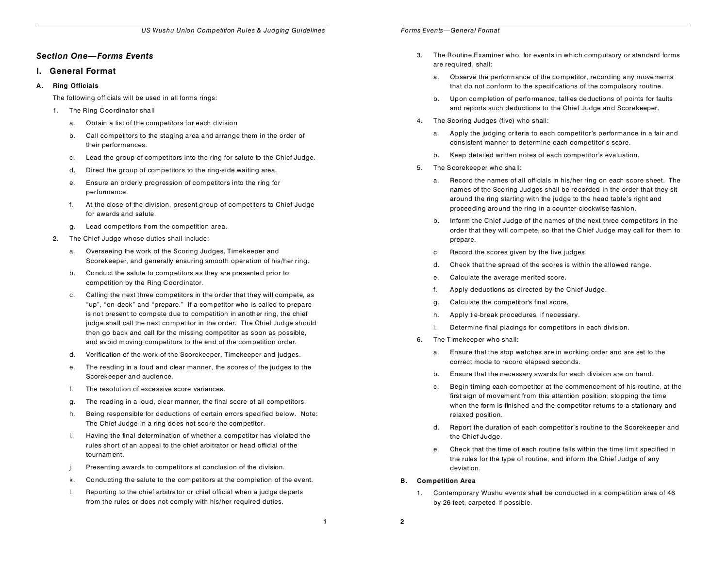## *Section One—Forms Events*

## I. General Format

### A. Ring Officials

The following officials will be used in all forms rings:

1. The Ring Coordinator shall
   a. Obtain a list of the competitors for each division
   b. Call competitors to the staging area and arrange them in the order of their performances.
   c. Lead the group of competitors into the ring for salute to the Chief Judge.
   d. Direct the group of competitors to the ring-side waiting area.
   e. Ensure an orderly progression of competitors into the ring for performance.
   f. At the close of the division, present group of competitors to Chief Judge for awards and salute.
   g. Lead competitors from the competition area.
2. The Chief Judge whose duties shall include:
   a. Overseeing the work of the Scoring Judges, Timekeeper and Scorekeeper, and generally ensuring smooth operation of his/her ring.
   b. Conduct the salute to competitors as they are presented prior to competition by the Ring Coordinator.
   c. Calling the next three competitors in the order that they will compete, as "up", "on-deck" and "prepare." If a competitor who is called to prepare is not present to compete due to competition in another ring, the chief judge shall call the next competitor in the order. The Chief Judge should then go back and call for the missing competitor as soon as possible, and avoid moving competitors to the end of the competition order.
   d. Verification of the work of the Scorekeeper, Timekeeper and judges.
   e. The reading in a loud and clear manner, the scores of the judges to the Scorekeeper and audience.
   f. The resolution of excessive score variances.
   g. The reading in a loud, clear manner, the final score of all competitors.
   h. Being responsible for deductions of certain errors specified below. Note: The Chief Judge in a ring does not score the competitor.
   i. Having the final determination of whether a competitor has violated the rules short of an appeal to the chief arbitrator or head official of the tournament.
   j. Presenting awards to competitors at conclusion of the division.
   k. Conducting the salute to the competitors at the completion of the event.
   l. Reporting to the chief arbitrator or chief official when a judge departs from the rules or does not comply with his/her required duties.
3. The Routine Examiner who, for events in which compulsory or standard forms are required, shall:
   a. Observe the performance of the competitor, recording any movements that do not conform to the specifications of the compulsory routine.
   b. Upon completion of performance, tallies deductions of points for faults and reports such deductions to the Chief Judge and Scorekeeper.
4. The Scoring Judges (five) who shall:
   a. Apply the judging criteria to each competitor's performance in a fair and consistent manner to determine each competitor's score.
   b. Keep detailed written notes of each competitor's evaluation.
5. The Scorekeeper who shall:
   a. Record the names of all officials in his/her ring on each score sheet. The names of the Scoring Judges shall be recorded in the order that they sit around the ring starting with the judge to the head table's right and proceeding around the ring in a counter-clockwise fashion.
   b. Inform the Chief Judge of the names of the next three competitors in the order that they will compete, so that the Chief Judge may call for them to prepare.
   c. Record the scores given by the five judges.
   d. Check that the spread of the scores is within the allowed range.
   e. Calculate the average merited score.
   f. Apply deductions as directed by the Chief Judge.
   g. Calculate the competitor's final score.
   h. Apply tie-break procedures, if necessary.
   i. Determine final placings for competitors in each division.
6. The Timekeeper who shall:
   a. Ensure that the stop watches are in working order and are set to the correct mode to record elapsed seconds.
   b. Ensure that the necessary awards for each division are on hand.
   c. Begin timing each competitor at the commencement of his routine, at the first sign of movement from this attention position; stopping the time when the form is finished and the competitor returns to a stationary and relaxed position.
   d. Report the duration of each competitor's routine to the Scorekeeper and the Chief Judge.
   e. Check that the time of each routine falls within the time limit specified in the rules for the type of routine, and inform the Chief Judge of any deviation.

### B. Competition Area

1. Contemporary Wushu events shall be conducted in a competition area of 46 by 26 feet, carpeted if possible.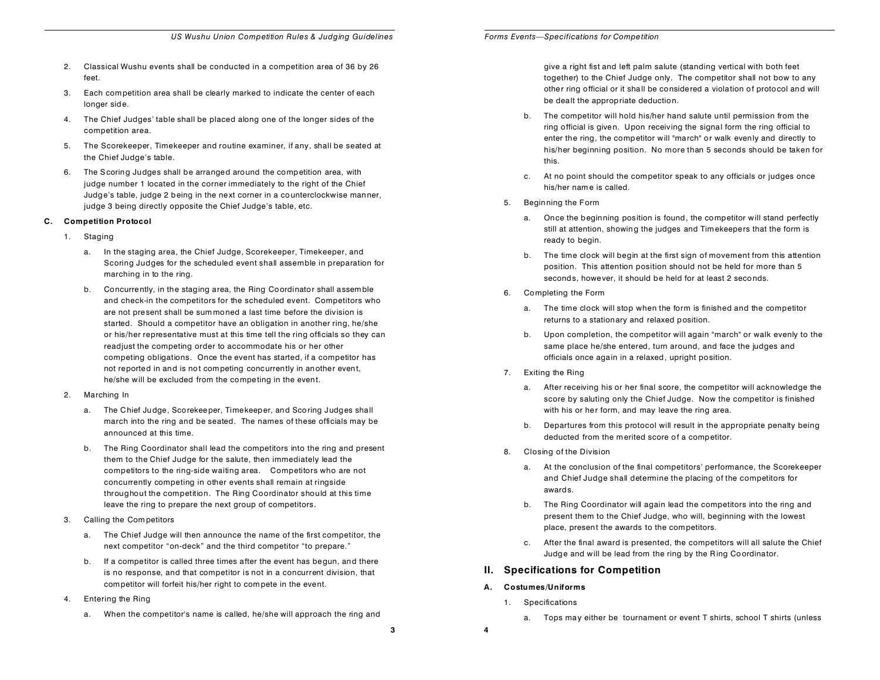2. Classical Wushu events shall be conducted in a competition area of 36 by 26 feet.

3. Each competition area shall be clearly marked to indicate the center of each longer side.

4. The Chief Judges' table shall be placed along one of the longer sides of the competition area.

5. The Scorekeeper, Timekeeper and routine examiner, if any, shall be seated at the Chief Judge's table.

6. The Scoring Judges shall be arranged around the competition area, with judge number 1 located in the corner immediately to the right of the Chief Judge's table, judge 2 being in the next corner in a counterclockwise manner, judge 3 being directly opposite the Chief Judge's table, etc.

### C. Competition Protocol

1. Staging

   a. In the staging area, the Chief Judge, Scorekeeper, Timekeeper, and Scoring Judges for the scheduled event shall assemble in preparation for marching in to the ring.

   b. Concurrently, in the staging area, the Ring Coordinator shall assemble and check-in the competitors for the scheduled event. Competitors who are not present shall be summoned a last time before the division is started. Should a competitor have an obligation in another ring, he/she or his/her representative must at this time tell the ring officials so they can readjust the competing order to accommodate his or her other competing obligations. Once the event has started, if a competitor has not reported in and is not competing concurrently in another event, he/she will be excluded from the competing in the event.

2. Marching In

   a. The Chief Judge, Scorekeeper, Timekeeper, and Scoring Judges shall march into the ring and be seated. The names of these officials may be announced at this time.

   b. The Ring Coordinator shall lead the competitors into the ring and present them to the Chief Judge for the salute, then immediately lead the competitors to the ring-side waiting area. Competitors who are not concurrently competing in other events shall remain at ringside throughout the competition. The Ring Coordinator should at this time leave the ring to prepare the next group of competitors.

3. Calling the Competitors

   a. The Chief Judge will then announce the name of the first competitor, the next competitor "on-deck" and the third competitor "to prepare."

   b. If a competitor is called three times after the event has begun, and there is no response, and that competitor is not in a concurrent division, that competitor will forfeit his/her right to compete in the event.

4. Entering the Ring

   a. When the competitor's name is called, he/she will approach the ring and give a right fist and left palm salute (standing vertical with both feet together) to the Chief Judge only. The competitor shall not bow to any other ring official or it shall be considered a violation of protocol and will be dealt the appropriate deduction.

   b. The competitor will hold his/her hand salute until permission from the ring official is given. Upon receiving the signal form the ring official to enter the ring, the competitor will "march" or walk evenly and directly to his/her beginning position. No more than 5 seconds should be taken for this.

   c. At no point should the competitor speak to any officials or judges once his/her name is called.

5. Beginning the Form

   a. Once the beginning position is found, the competitor will stand perfectly still at attention, showing the judges and Timekeepers that the form is ready to begin.

   b. The time clock will begin at the first sign of movement from this attention position. This attention position should not be held for more than 5 seconds, however, it should be held for at least 2 seconds.

6. Completing the Form

   a. The time clock will stop when the form is finished and the competitor returns to a stationary and relaxed position.

   b. Upon completion, the competitor will again "march" or walk evenly to the same place he/she entered, turn around, and face the judges and officials once again in a relaxed, upright position.

7. Exiting the Ring

   a. After receiving his or her final score, the competitor will acknowledge the score by saluting only the Chief Judge. Now the competitor is finished with his or her form, and may leave the ring area.

   b. Departures from this protocol will result in the appropriate penalty being deducted from the merited score of a competitor.

8. Closing of the Division

   a. At the conclusion of the final competitors' performance, the Scorekeeper and Chief Judge shall determine the placing of the competitors for awards.

   b. The Ring Coordinator will again lead the competitors into the ring and present them to the Chief Judge, who will, beginning with the lowest place, present the awards to the competitors.

   c. After the final award is presented, the competitors will all salute the Chief Judge and will be lead from the ring by the Ring Coordinator.

## II. Specifications for Competition

### A. Costumes/Uniforms

1. Specifications

   a. Tops may either be tournament or event T shirts, school T shirts (unless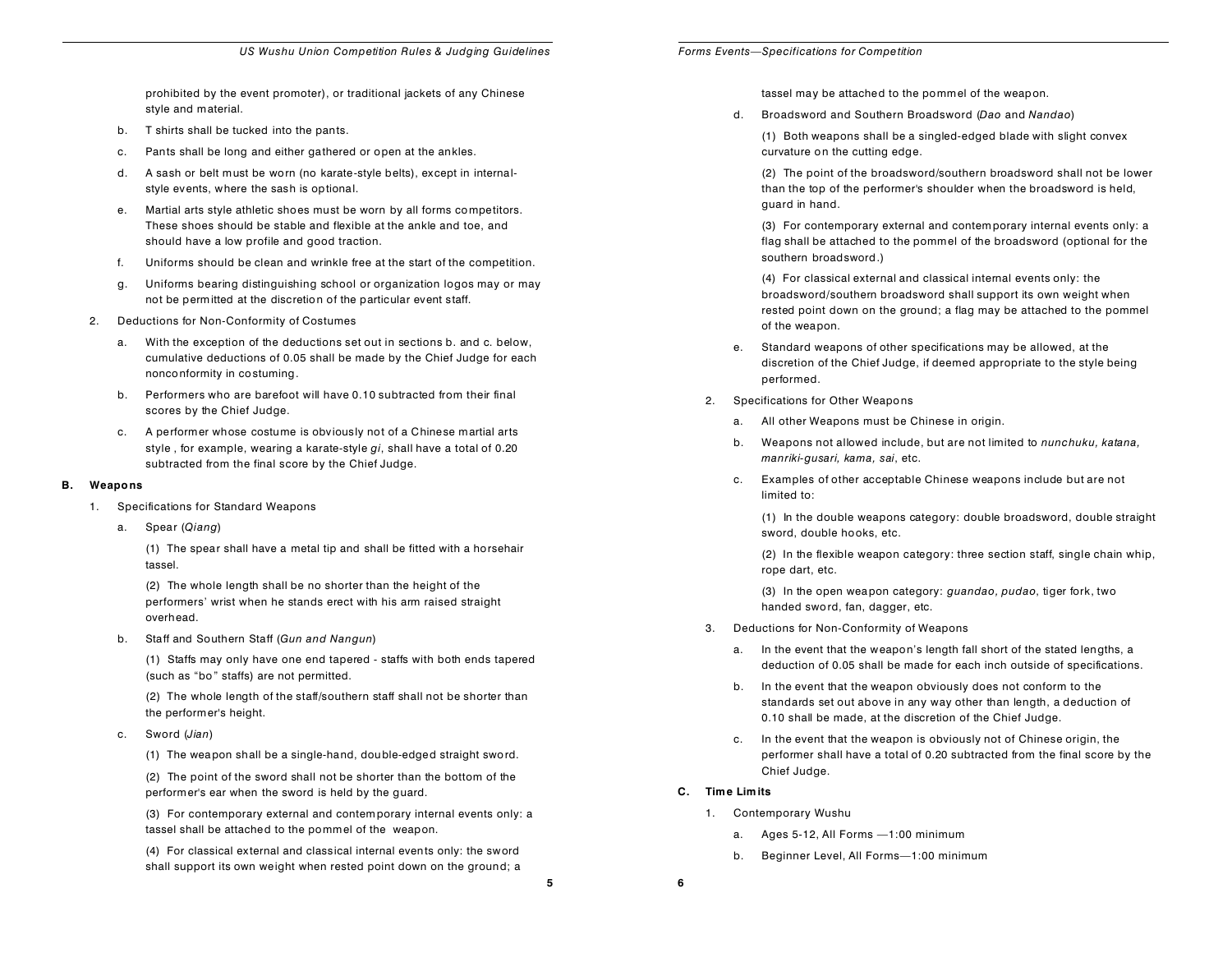prohibited by the event promoter), or traditional jackets of any Chinese style and material.

b. T shirts shall be tucked into the pants.

c. Pants shall be long and either gathered or open at the ankles.

d. A sash or belt must be worn (no karate-style belts), except in internal-style events, where the sash is optional.

e. Martial arts style athletic shoes must be worn by all forms competitors. These shoes should be stable and flexible at the ankle and toe, and should have a low profile and good traction.

f. Uniforms should be clean and wrinkle free at the start of the competition.

g. Uniforms bearing distinguishing school or organization logos may or may not be permitted at the discretion of the particular event staff.

2. Deductions for Non-Conformity of Costumes

a. With the exception of the deductions set out in sections b. and c. below, cumulative deductions of 0.05 shall be made by the Chief Judge for each nonconformity in costuming.

b. Performers who are barefoot will have 0.10 subtracted from their final scores by the Chief Judge.

c. A performer whose costume is obviously not of a Chinese martial arts style , for example, wearing a karate-style *gi*, shall have a total of 0.20 subtracted from the final score by the Chief Judge.

### B. Weapons

1. Specifications for Standard Weapons

a. Spear (*Qiang*)

(1) The spear shall have a metal tip and shall be fitted with a horsehair tassel.

(2) The whole length shall be no shorter than the height of the performers' wrist when he stands erect with his arm raised straight overhead.

b. Staff and Southern Staff (*Gun and Nangun*)

(1) Staffs may only have one end tapered - staffs with both ends tapered (such as "bo" staffs) are not permitted.

(2) The whole length of the staff/southern staff shall not be shorter than the performer's height.

c. Sword (*Jian*)

(1) The weapon shall be a single-hand, double-edged straight sword.

(2) The point of the sword shall not be shorter than the bottom of the performer's ear when the sword is held by the guard.

(3) For contemporary external and contemporary internal events only: a tassel shall be attached to the pommel of the weapon.

(4) For classical external and classical internal events only: the sword shall support its own weight when rested point down on the ground; a tassel may be attached to the pommel of the weapon.

d. Broadsword and Southern Broadsword (*Dao* and *Nandao*)

(1) Both weapons shall be a singled-edged blade with slight convex curvature on the cutting edge.

(2) The point of the broadsword/southern broadsword shall not be lower than the top of the performer's shoulder when the broadsword is held, guard in hand.

(3) For contemporary external and contemporary internal events only: a flag shall be attached to the pommel of the broadsword (optional for the southern broadsword.)

(4) For classical external and classical internal events only: the broadsword/southern broadsword shall support its own weight when rested point down on the ground; a flag may be attached to the pommel of the weapon.

e. Standard weapons of other specifications may be allowed, at the discretion of the Chief Judge, if deemed appropriate to the style being performed.

2. Specifications for Other Weapons

a. All other Weapons must be Chinese in origin.

b. Weapons not allowed include, but are not limited to *nunchuku, katana, manriki-gusari, kama, sai*, etc.

c. Examples of other acceptable Chinese weapons include but are not limited to:

(1) In the double weapons category: double broadsword, double straight sword, double hooks, etc.

(2) In the flexible weapon category: three section staff, single chain whip, rope dart, etc.

(3) In the open weapon category: *guandao, pudao*, tiger fork, two handed sword, fan, dagger, etc.

3. Deductions for Non-Conformity of Weapons

a. In the event that the weapon's length fall short of the stated lengths, a deduction of 0.05 shall be made for each inch outside of specifications.

b. In the event that the weapon obviously does not conform to the standards set out above in any way other than length, a deduction of 0.10 shall be made, at the discretion of the Chief Judge.

c. In the event that the weapon is obviously not of Chinese origin, the performer shall have a total of 0.20 subtracted from the final score by the Chief Judge.

### C. Time Limits

1. Contemporary Wushu

a. Ages 5-12, All Forms —1:00 minimum

b. Beginner Level, All Forms—1:00 minimum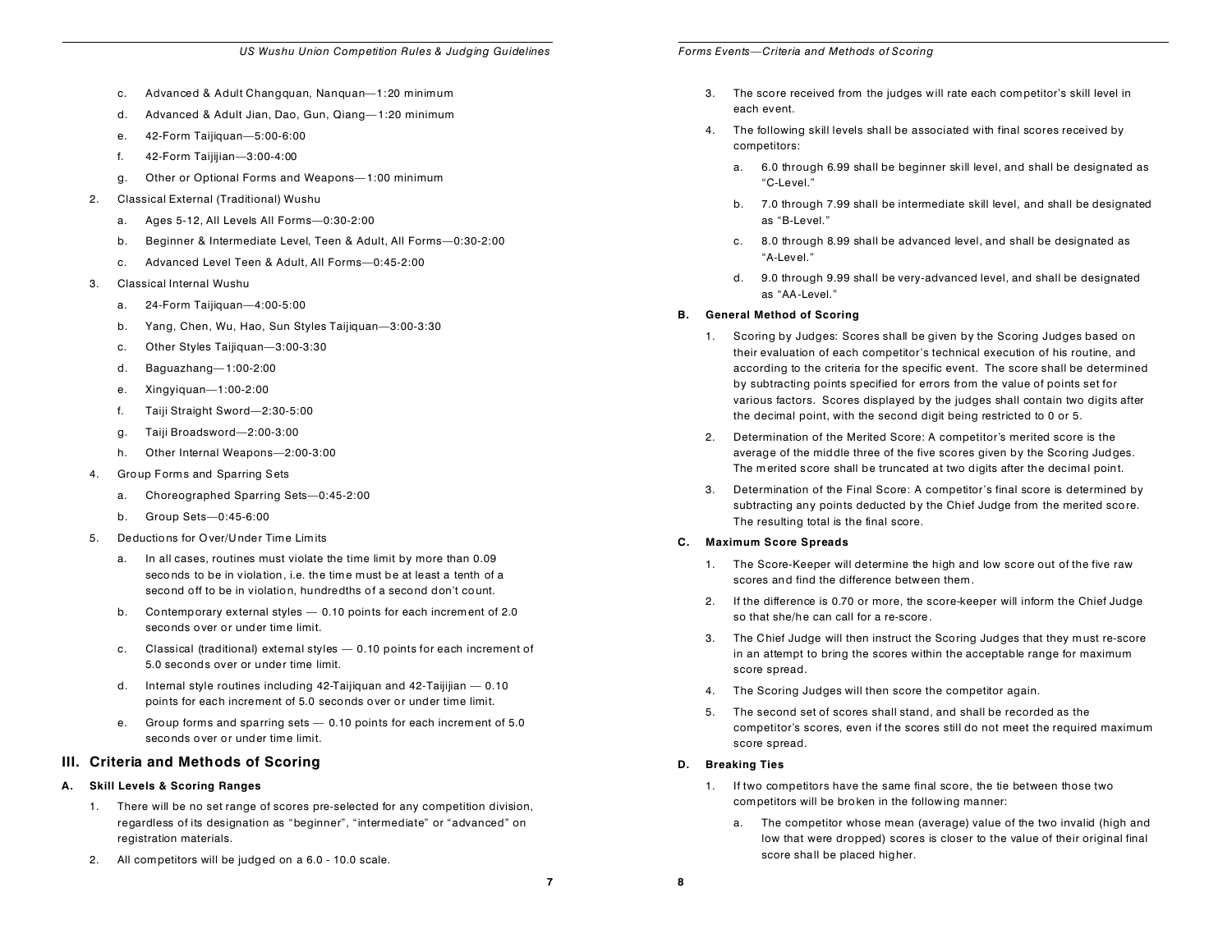c. Advanced & Adult Changquan, Nanquan—1:20 minimum

d. Advanced & Adult Jian, Dao, Gun, Qiang—1:20 minimum

e. 42-Form Taijiquan—5:00-6:00

f. 42-Form Taijijian—3:00-4:00

g. Other or Optional Forms and Weapons—1:00 minimum

2. Classical External (Traditional) Wushu
   - a. Ages 5-12, All Levels All Forms—0:30-2:00
   - b. Beginner & Intermediate Level, Teen & Adult, All Forms—0:30-2:00
   - c. Advanced Level Teen & Adult, All Forms—0:45-2:00
3. Classical Internal Wushu
   - a. 24-Form Taijiquan—4:00-5:00
   - b. Yang, Chen, Wu, Hao, Sun Styles Taijiquan—3:00-3:30
   - c. Other Styles Taijiquan—3:00-3:30
   - d. Baguazhang—1:00-2:00
   - e. Xingyiquan—1:00-2:00
   - f. Taiji Straight Sword—2:30-5:00
   - g. Taiji Broadsword—2:00-3:00
   - h. Other Internal Weapons—2:00-3:00
4. Group Forms and Sparring Sets
   - a. Choreographed Sparring Sets—0:45-2:00
   - b. Group Sets—0:45-6:00
5. Deductions for Over/Under Time Limits
   - a. In all cases, routines must violate the time limit by more than 0.09 seconds to be in violation, i.e. the time must be at least a tenth of a second off to be in violation, hundredths of a second don't count.
   - b. Contemporary external styles — 0.10 points for each increment of 2.0 seconds over or under time limit.
   - c. Classical (traditional) external styles — 0.10 points for each increment of 5.0 seconds over or under time limit.
   - d. Internal style routines including 42-Taijiquan and 42-Taijijian — 0.10 points for each increment of 5.0 seconds over or under time limit.
   - e. Group forms and sparring sets — 0.10 points for each increment of 5.0 seconds over or under time limit.

## III. Criteria and Methods of Scoring

### A. Skill Levels & Scoring Ranges

1. There will be no set range of scores pre-selected for any competition division, regardless of its designation as "beginner", "intermediate" or "advanced" on registration materials.
2. All competitors will be judged on a 6.0 - 10.0 scale.
3. The score received from the judges will rate each competitor's skill level in each event.
4. The following skill levels shall be associated with final scores received by competitors:
   - a. 6.0 through 6.99 shall be beginner skill level, and shall be designated as "C-Level."
   - b. 7.0 through 7.99 shall be intermediate skill level, and shall be designated as "B-Level."
   - c. 8.0 through 8.99 shall be advanced level, and shall be designated as "A-Level."
   - d. 9.0 through 9.99 shall be very-advanced level, and shall be designated as "AA-Level."

### B. General Method of Scoring

1. Scoring by Judges: Scores shall be given by the Scoring Judges based on their evaluation of each competitor's technical execution of his routine, and according to the criteria for the specific event. The score shall be determined by subtracting points specified for errors from the value of points set for various factors. Scores displayed by the judges shall contain two digits after the decimal point, with the second digit being restricted to 0 or 5.
2. Determination of the Merited Score: A competitor's merited score is the average of the middle three of the five scores given by the Scoring Judges. The merited score shall be truncated at two digits after the decimal point.
3. Determination of the Final Score: A competitor's final score is determined by subtracting any points deducted by the Chief Judge from the merited score. The resulting total is the final score.

### C. Maximum Score Spreads

1. The Score-Keeper will determine the high and low score out of the five raw scores and find the difference between them.
2. If the difference is 0.70 or more, the score-keeper will inform the Chief Judge so that she/he can call for a re-score.
3. The Chief Judge will then instruct the Scoring Judges that they must re-score in an attempt to bring the scores within the acceptable range for maximum score spread.
4. The Scoring Judges will then score the competitor again.
5. The second set of scores shall stand, and shall be recorded as the competitor's scores, even if the scores still do not meet the required maximum score spread.

### D. Breaking Ties

1. If two competitors have the same final score, the tie between those two competitors will be broken in the following manner:
   - a. The competitor whose mean (average) value of the two invalid (high and low that were dropped) scores is closer to the value of their original final score shall be placed higher.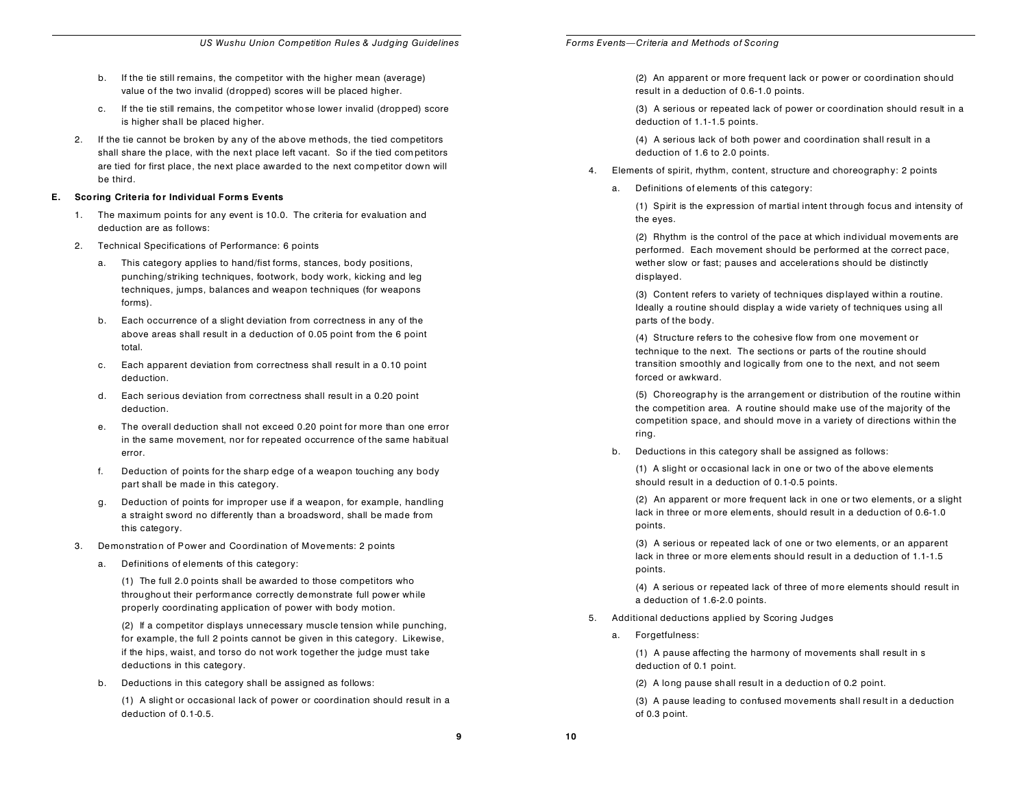b. If the tie still remains, the competitor with the higher mean (average) value of the two invalid (dropped) scores will be placed higher.

   c. If the tie still remains, the competitor whose lower invalid (dropped) score is higher shall be placed higher.

2. If the tie cannot be broken by any of the above methods, the tied competitors shall share the place, with the next place left vacant. So if the tied competitors are tied for first place, the next place awarded to the next competitor down will be third.

**E. Scoring Criteria for Individual Forms Events**

1. The maximum points for any event is 10.0. The criteria for evaluation and deduction are as follows:

2. Technical Specifications of Performance: 6 points

   a. This category applies to hand/fist forms, stances, body positions, punching/striking techniques, footwork, body work, kicking and leg techniques, jumps, balances and weapon techniques (for weapons forms).

   b. Each occurrence of a slight deviation from correctness in any of the above areas shall result in a deduction of 0.05 point from the 6 point total.

   c. Each apparent deviation from correctness shall result in a 0.10 point deduction.

   d. Each serious deviation from correctness shall result in a 0.20 point deduction.

   e. The overall deduction shall not exceed 0.20 point for more than one error in the same movement, nor for repeated occurrence of the same habitual error.

   f. Deduction of points for the sharp edge of a weapon touching any body part shall be made in this category.

   g. Deduction of points for improper use if a weapon, for example, handling a straight sword no differently than a broadsword, shall be made from this category.

3. Demonstration of Power and Coordination of Movements: 2 points

   a. Definitions of elements of this category:

      (1) The full 2.0 points shall be awarded to those competitors who throughout their performance correctly demonstrate full power while properly coordinating application of power with body motion.

      (2) If a competitor displays unnecessary muscle tension while punching, for example, the full 2 points cannot be given in this category. Likewise, if the hips, waist, and torso do not work together the judge must take deductions in this category.

   b. Deductions in this category shall be assigned as follows:

      (1) A slight or occasional lack of power or coordination should result in a deduction of 0.1-0.5.

      (2) An apparent or more frequent lack or power or coordination should result in a deduction of 0.6-1.0 points.

      (3) A serious or repeated lack of power or coordination should result in a deduction of 1.1-1.5 points.

      (4) A serious lack of both power and coordination shall result in a deduction of 1.6 to 2.0 points.

4. Elements of spirit, rhythm, content, structure and choreography: 2 points

   a. Definitions of elements of this category:

      (1) Spirit is the expression of martial intent through focus and intensity of the eyes.

      (2) Rhythm is the control of the pace at which individual movements are performed. Each movement should be performed at the correct pace, wether slow or fast; pauses and accelerations should be distinctly displayed.

      (3) Content refers to variety of techniques displayed within a routine. Ideally a routine should display a wide variety of techniques using all parts of the body.

      (4) Structure refers to the cohesive flow from one movement or technique to the next. The sections or parts of the routine should transition smoothly and logically from one to the next, and not seem forced or awkward.

      (5) Choreography is the arrangement or distribution of the routine within the competition area. A routine should make use of the majority of the competition space, and should move in a variety of directions within the ring.

   b. Deductions in this category shall be assigned as follows:

      (1) A slight or occasional lack in one or two of the above elements should result in a deduction of 0.1-0.5 points.

      (2) An apparent or more frequent lack in one or two elements, or a slight lack in three or more elements, should result in a deduction of 0.6-1.0 points.

      (3) A serious or repeated lack of one or two elements, or an apparent lack in three or more elements should result in a deduction of 1.1-1.5 points.

      (4) A serious or repeated lack of three of more elements should result in a deduction of 1.6-2.0 points.

5. Additional deductions applied by Scoring Judges

   a. Forgetfulness:

      (1) A pause affecting the harmony of movements shall result in s deduction of 0.1 point.

      (2) A long pause shall result in a deduction of 0.2 point.

      (3) A pause leading to confused movements shall result in a deduction of 0.3 point.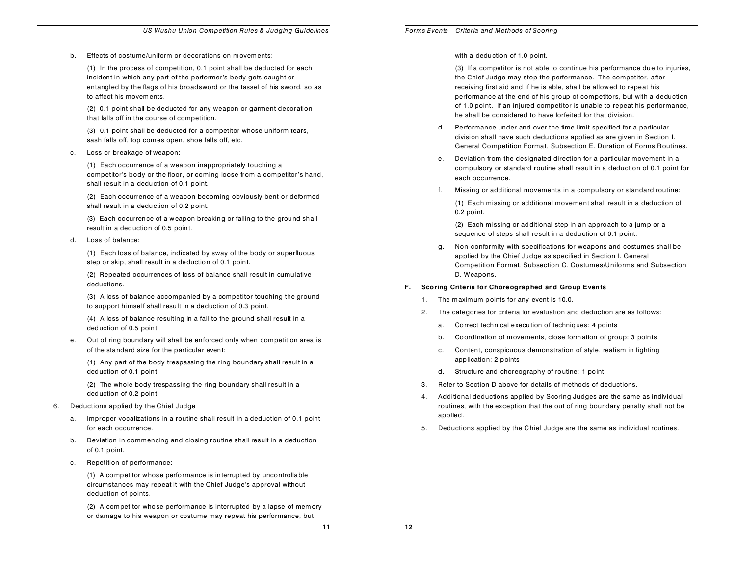b. Effects of costume/uniform or decorations on movements:

(1) In the process of competition, 0.1 point shall be deducted for each incident in which any part of the performer's body gets caught or entangled by the flags of his broadsword or the tassel of his sword, so as to affect his movements.

(2) 0.1 point shall be deducted for any weapon or garment decoration that falls off in the course of competition.

(3) 0.1 point shall be deducted for a competitor whose uniform tears, sash falls off, top comes open, shoe falls off, etc.

c. Loss or breakage of weapon:

(1) Each occurrence of a weapon inappropriately touching a competitor's body or the floor, or coming loose from a competitor's hand, shall result in a deduction of 0.1 point.

(2) Each occurrence of a weapon becoming obviously bent or deformed shall result in a deduction of 0.2 point.

(3) Each occurrence of a weapon breaking or falling to the ground shall result in a deduction of 0.5 point.

d. Loss of balance:

(1) Each loss of balance, indicated by sway of the body or superfluous step or skip, shall result in a deduction of 0.1 point.

(2) Repeated occurrences of loss of balance shall result in cumulative deductions.

(3) A loss of balance accompanied by a competitor touching the ground to support himself shall result in a deduction of 0.3 point.

(4) A loss of balance resulting in a fall to the ground shall result in a deduction of 0.5 point.

e. Out of ring boundary will shall be enforced only when competition area is of the standard size for the particular event:

(1) Any part of the body trespassing the ring boundary shall result in a deduction of 0.1 point.

(2) The whole body trespassing the ring boundary shall result in a deduction of 0.2 point.

6. Deductions applied by the Chief Judge

a. Improper vocalizations in a routine shall result in a deduction of 0.1 point for each occurrence.

b. Deviation in commencing and closing routine shall result in a deduction of 0.1 point.

c. Repetition of performance:

(1) A competitor whose performance is interrupted by uncontrollable circumstances may repeat it with the Chief Judge's approval without deduction of points.

(2) A competitor whose performance is interrupted by a lapse of memory or damage to his weapon or costume may repeat his performance, but with a deduction of 1.0 point.

(3) If a competitor is not able to continue his performance due to injuries, the Chief Judge may stop the performance. The competitor, after receiving first aid and if he is able, shall be allowed to repeat his performance at the end of his group of competitors, but with a deduction of 1.0 point. If an injured competitor is unable to repeat his performance, he shall be considered to have forfeited for that division.

d. Performance under and over the time limit specified for a particular division shall have such deductions applied as are given in Section I. General Competition Format, Subsection E. Duration of Forms Routines.

e. Deviation from the designated direction for a particular movement in a compulsory or standard routine shall result in a deduction of 0.1 point for each occurrence.

f. Missing or additional movements in a compulsory or standard routine:

(1) Each missing or additional movement shall result in a deduction of 0.2 point.

(2) Each missing or additional step in an approach to a jump or a sequence of steps shall result in a deduction of 0.1 point.

g. Non-conformity with specifications for weapons and costumes shall be applied by the Chief Judge as specified in Section I. General Competition Format, Subsection C. Costumes/Uniforms and Subsection D. Weapons.

**F. Scoring Criteria for Choreographed and Group Events**

1. The maximum points for any event is 10.0.

2. The categories for criteria for evaluation and deduction are as follows:

   a. Correct technical execution of techniques: 4 points

   b. Coordination of movements, close formation of group: 3 points

   c. Content, conspicuous demonstration of style, realism in fighting application: 2 points

   d. Structure and choreography of routine: 1 point

3. Refer to Section D above for details of methods of deductions.

4. Additional deductions applied by Scoring Judges are the same as individual routines, with the exception that the out of ring boundary penalty shall not be applied.

5. Deductions applied by the Chief Judge are the same as individual routines.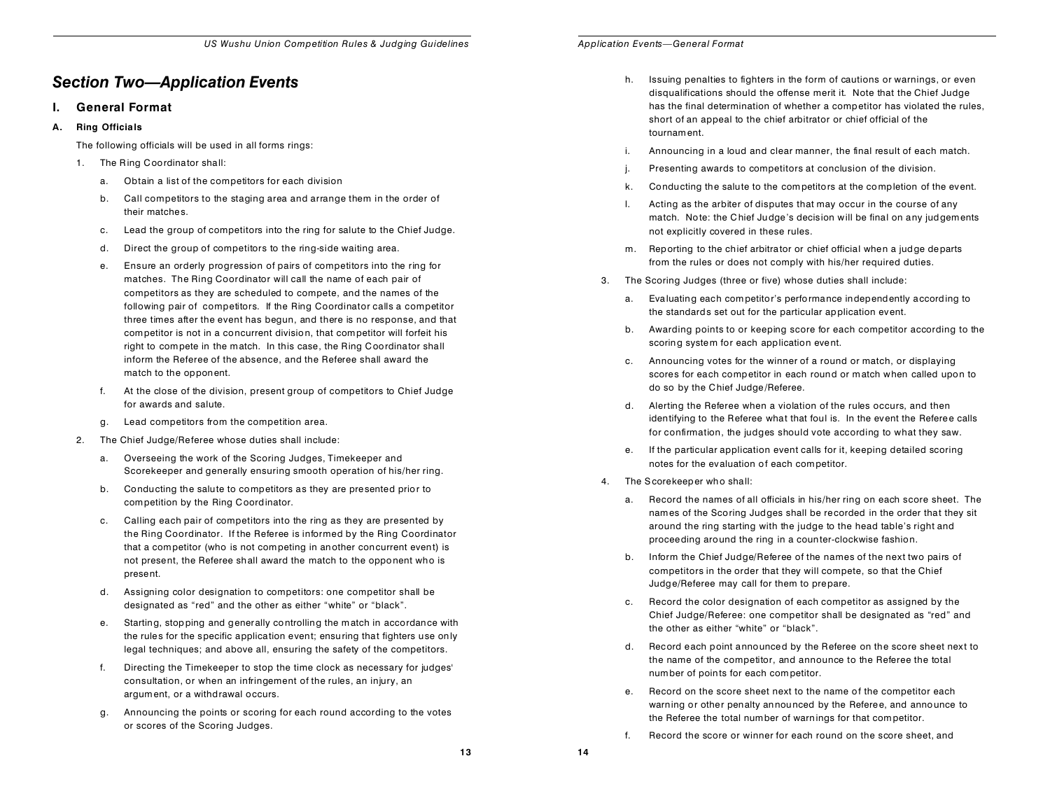# Section Two—Application Events

## I. General Format

### A. Ring Officials

The following officials will be used in all forms rings:

1. The Ring Coordinator shall:
   a. Obtain a list of the competitors for each division
   b. Call competitors to the staging area and arrange them in the order of their matches.
   c. Lead the group of competitors into the ring for salute to the Chief Judge.
   d. Direct the group of competitors to the ring-side waiting area.
   e. Ensure an orderly progression of pairs of competitors into the ring for matches. The Ring Coordinator will call the name of each pair of competitors as they are scheduled to compete, and the names of the following pair of competitors. If the Ring Coordinator calls a competitor three times after the event has begun, and there is no response, and that competitor is not in a concurrent division, that competitor will forfeit his right to compete in the match. In this case, the Ring Coordinator shall inform the Referee of the absence, and the Referee shall award the match to the opponent.
   f. At the close of the division, present group of competitors to Chief Judge for awards and salute.
   g. Lead competitors from the competition area.
2. The Chief Judge/Referee whose duties shall include:
   a. Overseeing the work of the Scoring Judges, Timekeeper and Scorekeeper and generally ensuring smooth operation of his/her ring.
   b. Conducting the salute to competitors as they are presented prior to competition by the Ring Coordinator.
   c. Calling each pair of competitors into the ring as they are presented by the Ring Coordinator. If the Referee is informed by the Ring Coordinator that a competitor (who is not competing in another concurrent event) is not present, the Referee shall award the match to the opponent who is present.
   d. Assigning color designation to competitors: one competitor shall be designated as "red" and the other as either "white" or "black".
   e. Starting, stopping and generally controlling the match in accordance with the rules for the specific application event; ensuring that fighters use only legal techniques; and above all, ensuring the safety of the competitors.
   f. Directing the Timekeeper to stop the time clock as necessary for judges' consultation, or when an infringement of the rules, an injury, an argument, or a withdrawal occurs.
   g. Announcing the points or scoring for each round according to the votes or scores of the Scoring Judges.
   h. Issuing penalties to fighters in the form of cautions or warnings, or even disqualifications should the offense merit it. Note that the Chief Judge has the final determination of whether a competitor has violated the rules, short of an appeal to the chief arbitrator or chief official of the tournament.
   i. Announcing in a loud and clear manner, the final result of each match.
   j. Presenting awards to competitors at conclusion of the division.
   k. Conducting the salute to the competitors at the completion of the event.
   l. Acting as the arbiter of disputes that may occur in the course of any match. Note: the Chief Judge's decision will be final on any judgements not explicitly covered in these rules.
   m. Reporting to the chief arbitrator or chief official when a judge departs from the rules or does not comply with his/her required duties.
3. The Scoring Judges (three or five) whose duties shall include:
   a. Evaluating each competitor's performance independently according to the standards set out for the particular application event.
   b. Awarding points to or keeping score for each competitor according to the scoring system for each application event.
   c. Announcing votes for the winner of a round or match, or displaying scores for each competitor in each round or match when called upon to do so by the Chief Judge/Referee.
   d. Alerting the Referee when a violation of the rules occurs, and then identifying to the Referee what that foul is. In the event the Referee calls for confirmation, the judges should vote according to what they saw.
   e. If the particular application event calls for it, keeping detailed scoring notes for the evaluation of each competitor.
4. The Scorekeeper who shall:
   a. Record the names of all officials in his/her ring on each score sheet. The names of the Scoring Judges shall be recorded in the order that they sit around the ring starting with the judge to the head table's right and proceeding around the ring in a counter-clockwise fashion.
   b. Inform the Chief Judge/Referee of the names of the next two pairs of competitors in the order that they will compete, so that the Chief Judge/Referee may call for them to prepare.
   c. Record the color designation of each competitor as assigned by the Chief Judge/Referee: one competitor shall be designated as "red" and the other as either "white" or "black".
   d. Record each point announced by the Referee on the score sheet next to the name of the competitor, and announce to the Referee the total number of points for each competitor.
   e. Record on the score sheet next to the name of the competitor each warning or other penalty announced by the Referee, and announce to the Referee the total number of warnings for that competitor.
   f. Record the score or winner for each round on the score sheet, and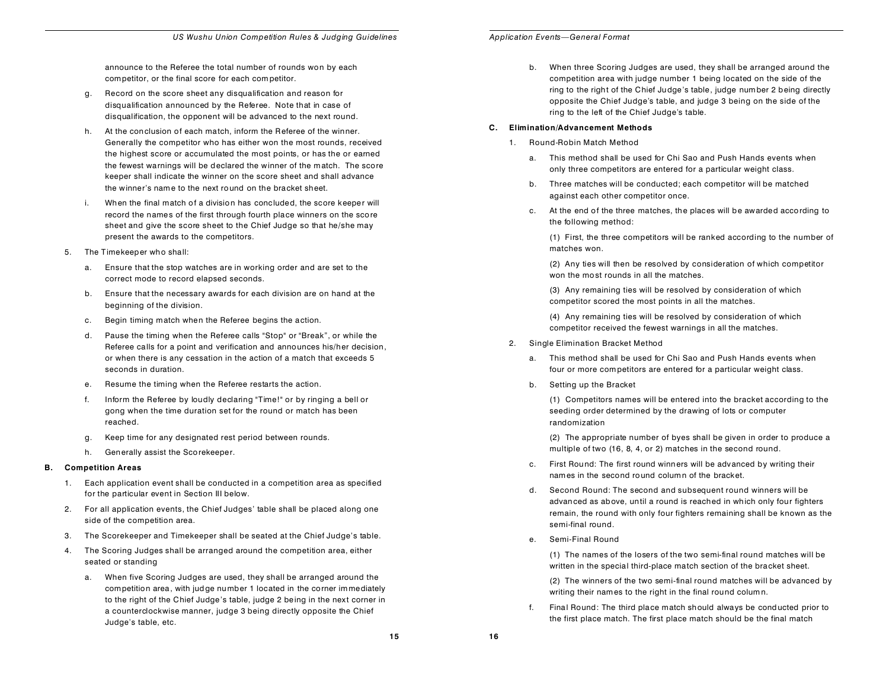announce to the Referee the total number of rounds won by each competitor, or the final score for each competitor.

g. Record on the score sheet any disqualification and reason for disqualification announced by the Referee. Note that in case of disqualification, the opponent will be advanced to the next round.

h. At the conclusion of each match, inform the Referee of the winner. Generally the competitor who has either won the most rounds, received the highest score or accumulated the most points, or has the or earned the fewest warnings will be declared the winner of the match. The score keeper shall indicate the winner on the score sheet and shall advance the winner's name to the next round on the bracket sheet.

i. When the final match of a division has concluded, the score keeper will record the names of the first through fourth place winners on the score sheet and give the score sheet to the Chief Judge so that he/she may present the awards to the competitors.

5. The Timekeeper who shall:

   a. Ensure that the stop watches are in working order and are set to the correct mode to record elapsed seconds.

   b. Ensure that the necessary awards for each division are on hand at the beginning of the division.

   c. Begin timing match when the Referee begins the action.

   d. Pause the timing when the Referee calls "Stop" or "Break", or while the Referee calls for a point and verification and announces his/her decision, or when there is any cessation in the action of a match that exceeds 5 seconds in duration.

   e. Resume the timing when the Referee restarts the action.

   f. Inform the Referee by loudly declaring "Time!" or by ringing a bell or gong when the time duration set for the round or match has been reached.

   g. Keep time for any designated rest period between rounds.

   h. Generally assist the Scorekeeper.

**B. Competition Areas**

1. Each application event shall be conducted in a competition area as specified for the particular event in Section III below.

2. For all application events, the Chief Judges' table shall be placed along one side of the competition area.

3. The Scorekeeper and Timekeeper shall be seated at the Chief Judge's table.

4. The Scoring Judges shall be arranged around the competition area, either seated or standing

   a. When five Scoring Judges are used, they shall be arranged around the competition area, with judge number 1 located in the corner immediately to the right of the Chief Judge's table, judge 2 being in the next corner in a counterclockwise manner, judge 3 being directly opposite the Chief Judge's table, etc.

   b. When three Scoring Judges are used, they shall be arranged around the competition area with judge number 1 being located on the side of the ring to the right of the Chief Judge's table, judge number 2 being directly opposite the Chief Judge's table, and judge 3 being on the side of the ring to the left of the Chief Judge's table.

**C. Elimination/Advancement Methods**

1. Round-Robin Match Method

   a. This method shall be used for Chi Sao and Push Hands events when only three competitors are entered for a particular weight class.

   b. Three matches will be conducted; each competitor will be matched against each other competitor once.

   c. At the end of the three matches, the places will be awarded according to the following method:

      (1) First, the three competitors will be ranked according to the number of matches won.

      (2) Any ties will then be resolved by consideration of which competitor won the most rounds in all the matches.

      (3) Any remaining ties will be resolved by consideration of which competitor scored the most points in all the matches.

      (4) Any remaining ties will be resolved by consideration of which competitor received the fewest warnings in all the matches.

2. Single Elimination Bracket Method

   a. This method shall be used for Chi Sao and Push Hands events when four or more competitors are entered for a particular weight class.

   b. Setting up the Bracket

      (1) Competitors names will be entered into the bracket according to the seeding order determined by the drawing of lots or computer randomization

      (2) The appropriate number of byes shall be given in order to produce a multiple of two (16, 8, 4, or 2) matches in the second round.

   c. First Round: The first round winners will be advanced by writing their names in the second round column of the bracket.

   d. Second Round: The second and subsequent round winners will be advanced as above, until a round is reached in which only four fighters remain, the round with only four fighters remaining shall be known as the semi-final round.

   e. Semi-Final Round

      (1) The names of the losers of the two semi-final round matches will be written in the special third-place match section of the bracket sheet.

      (2) The winners of the two semi-final round matches will be advanced by writing their names to the right in the final round column.

   f. Final Round: The third place match should always be conducted prior to the first place match. The first place match should be the final match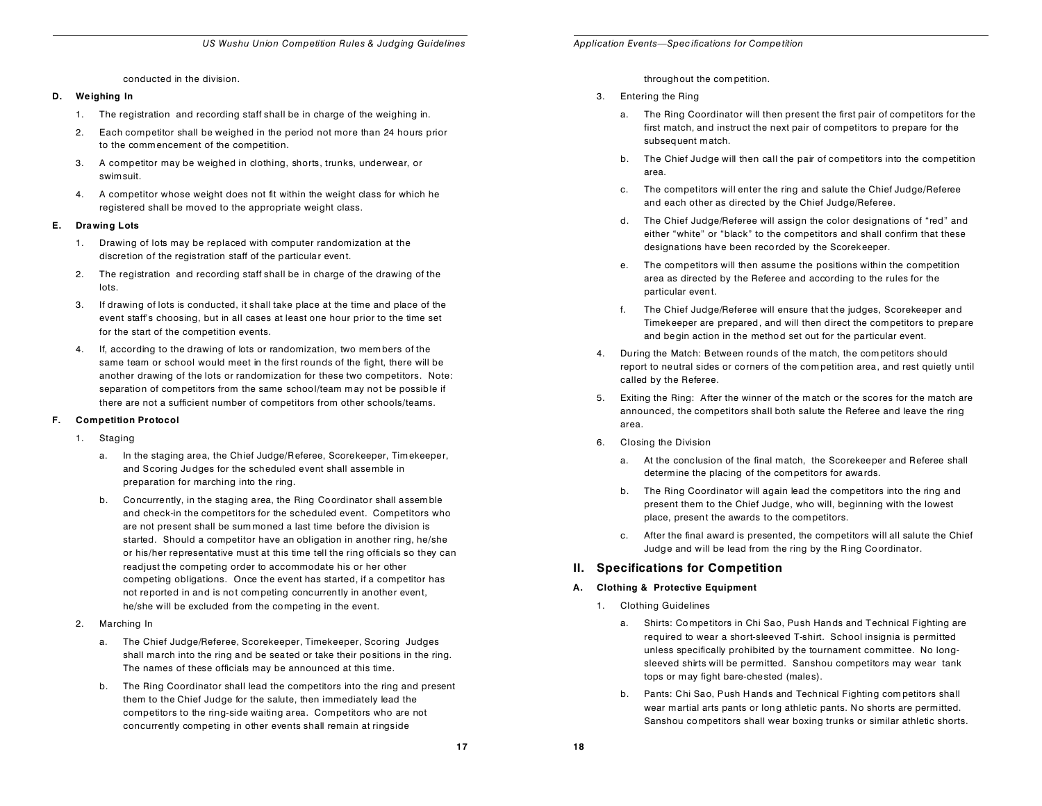conducted in the division.

**D. Weighing In**

1. The registration and recording staff shall be in charge of the weighing in.
2. Each competitor shall be weighed in the period not more than 24 hours prior to the commencement of the competition.
3. A competitor may be weighed in clothing, shorts, trunks, underwear, or swimsuit.
4. A competitor whose weight does not fit within the weight class for which he registered shall be moved to the appropriate weight class.

**E. Drawing Lots**

1. Drawing of lots may be replaced with computer randomization at the discretion of the registration staff of the particular event.
2. The registration and recording staff shall be in charge of the drawing of the lots.
3. If drawing of lots is conducted, it shall take place at the time and place of the event staff's choosing, but in all cases at least one hour prior to the time set for the start of the competition events.
4. If, according to the drawing of lots or randomization, two members of the same team or school would meet in the first rounds of the fight, there will be another drawing of the lots or randomization for these two competitors. Note: separation of competitors from the same school/team may not be possible if there are not a sufficient number of competitors from other schools/teams.

**F. Competition Protocol**

1. Staging
   a. In the staging area, the Chief Judge/Referee, Scorekeeper, Timekeeper, and Scoring Judges for the scheduled event shall assemble in preparation for marching into the ring.
   b. Concurrently, in the staging area, the Ring Coordinator shall assemble and check-in the competitors for the scheduled event. Competitors who are not present shall be summoned a last time before the division is started. Should a competitor have an obligation in another ring, he/she or his/her representative must at this time tell the ring officials so they can readjust the competing order to accommodate his or her other competing obligations. Once the event has started, if a competitor has not reported in and is not competing concurrently in another event, he/she will be excluded from the competing in the event.
2. Marching In
   a. The Chief Judge/Referee, Scorekeeper, Timekeeper, Scoring Judges shall march into the ring and be seated or take their positions in the ring. The names of these officials may be announced at this time.
   b. The Ring Coordinator shall lead the competitors into the ring and present them to the Chief Judge for the salute, then immediately lead the competitors to the ring-side waiting area. Competitors who are not concurrently competing in other events shall remain at ringside throughout the competition.
3. Entering the Ring
   a. The Ring Coordinator will then present the first pair of competitors for the first match, and instruct the next pair of competitors to prepare for the subsequent match.
   b. The Chief Judge will then call the pair of competitors into the competition area.
   c. The competitors will enter the ring and salute the Chief Judge/Referee and each other as directed by the Chief Judge/Referee.
   d. The Chief Judge/Referee will assign the color designations of "red" and either "white" or "black" to the competitors and shall confirm that these designations have been recorded by the Scorekeeper.
   e. The competitors will then assume the positions within the competition area as directed by the Referee and according to the rules for the particular event.
   f. The Chief Judge/Referee will ensure that the judges, Scorekeeper and Timekeeper are prepared, and will then direct the competitors to prepare and begin action in the method set out for the particular event.
4. During the Match: Between rounds of the match, the competitors should report to neutral sides or corners of the competition area, and rest quietly until called by the Referee.
5. Exiting the Ring: After the winner of the match or the scores for the match are announced, the competitors shall both salute the Referee and leave the ring area.
6. Closing the Division
   a. At the conclusion of the final match, the Scorekeeper and Referee shall determine the placing of the competitors for awards.
   b. The Ring Coordinator will again lead the competitors into the ring and present them to the Chief Judge, who will, beginning with the lowest place, present the awards to the competitors.
   c. After the final award is presented, the competitors will all salute the Chief Judge and will be lead from the ring by the Ring Coordinator.

## II. Specifications for Competition

**A. Clothing & Protective Equipment**

1. Clothing Guidelines
   a. Shirts: Competitors in Chi Sao, Push Hands and Technical Fighting are required to wear a short-sleeved T-shirt. School insignia is permitted unless specifically prohibited by the tournament committee. No long-sleeved shirts will be permitted. Sanshou competitors may wear tank tops or may fight bare-chested (males).
   b. Pants: Chi Sao, Push Hands and Technical Fighting competitors shall wear martial arts pants or long athletic pants. No shorts are permitted. Sanshou competitors shall wear boxing trunks or similar athletic shorts.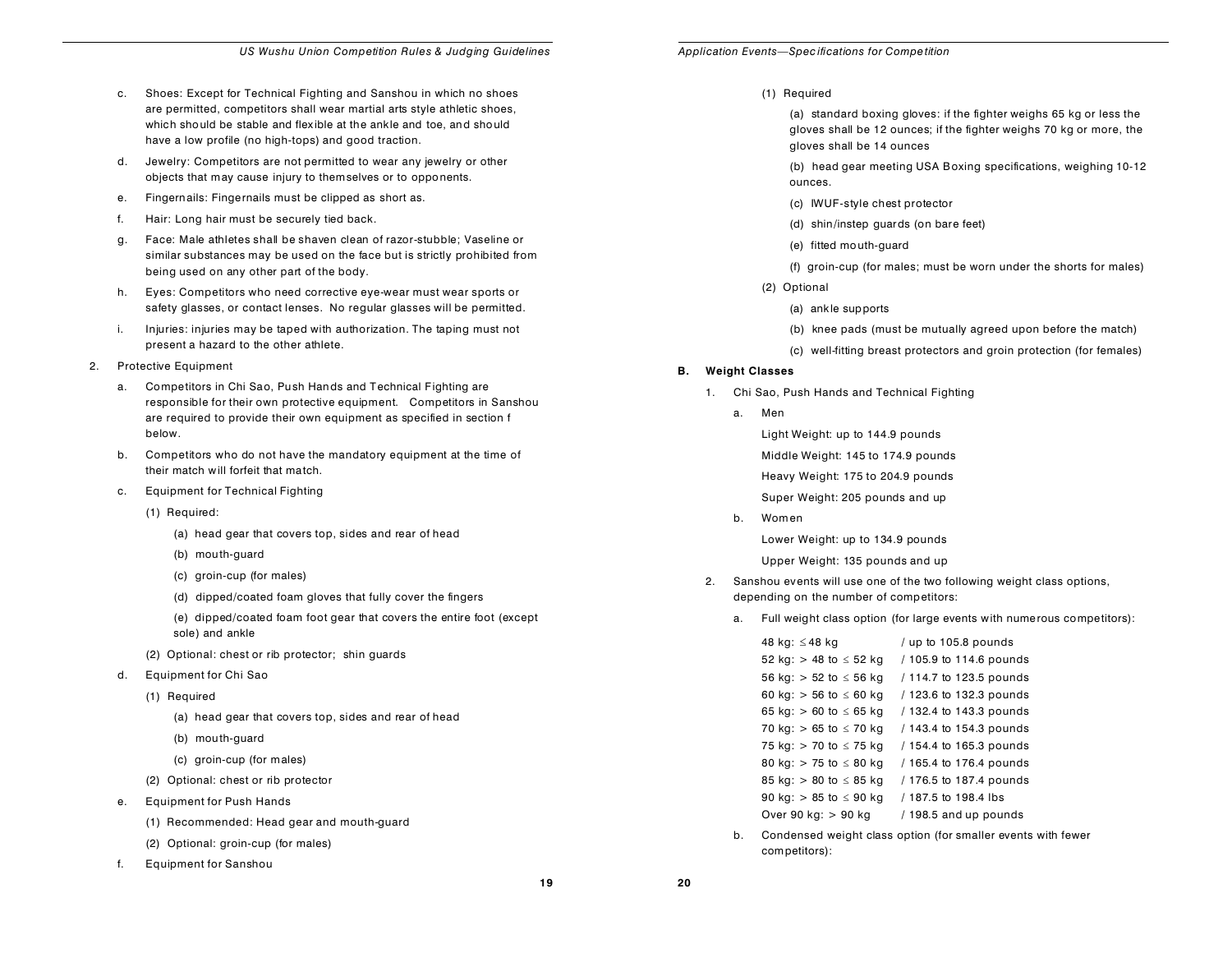c. Shoes: Except for Technical Fighting and Sanshou in which no shoes are permitted, competitors shall wear martial arts style athletic shoes, which should be stable and flexible at the ankle and toe, and should have a low profile (no high-tops) and good traction.

d. Jewelry: Competitors are not permitted to wear any jewelry or other objects that may cause injury to themselves or to opponents.

e. Fingernails: Fingernails must be clipped as short as.

f. Hair: Long hair must be securely tied back.

g. Face: Male athletes shall be shaven clean of razor-stubble; Vaseline or similar substances may be used on the face but is strictly prohibited from being used on any other part of the body.

h. Eyes: Competitors who need corrective eye-wear must wear sports or safety glasses, or contact lenses. No regular glasses will be permitted.

i. Injuries: injuries may be taped with authorization. The taping must not present a hazard to the other athlete.

2. Protective Equipment

a. Competitors in Chi Sao, Push Hands and Technical Fighting are responsible for their own protective equipment. Competitors in Sanshou are required to provide their own equipment as specified in section f below.

b. Competitors who do not have the mandatory equipment at the time of their match will forfeit that match.

c. Equipment for Technical Fighting

(1) Required:

(a) head gear that covers top, sides and rear of head

(b) mouth-guard

(c) groin-cup (for males)

(d) dipped/coated foam gloves that fully cover the fingers

(e) dipped/coated foam foot gear that covers the entire foot (except sole) and ankle

(2) Optional: chest or rib protector; shin guards

d. Equipment for Chi Sao

(1) Required

(a) head gear that covers top, sides and rear of head

(b) mouth-guard

(c) groin-cup (for males)

(2) Optional: chest or rib protector

e. Equipment for Push Hands

(1) Recommended: Head gear and mouth-guard

(2) Optional: groin-cup (for males)

f. Equipment for Sanshou

(1) Required

(a) standard boxing gloves: if the fighter weighs 65 kg or less the gloves shall be 12 ounces; if the fighter weighs 70 kg or more, the gloves shall be 14 ounces

(b) head gear meeting USA Boxing specifications, weighing 10-12 ounces.

(c) IWUF-style chest protector

(d) shin/instep guards (on bare feet)

(e) fitted mouth-guard

(f) groin-cup (for males; must be worn under the shorts for males)

(2) Optional

(a) ankle supports

(b) knee pads (must be mutually agreed upon before the match)

(c) well-fitting breast protectors and groin protection (for females)

**B. Weight Classes**

1. Chi Sao, Push Hands and Technical Fighting

a. Men

Light Weight: up to 144.9 pounds

Middle Weight: 145 to 174.9 pounds

Heavy Weight: 175 to 204.9 pounds

Super Weight: 205 pounds and up

b. Women

Lower Weight: up to 134.9 pounds

Upper Weight: 135 pounds and up

2. Sanshou events will use one of the two following weight class options, depending on the number of competitors:

a. Full weight class option (for large events with numerous competitors):

| | |
|---|---|
| 48 kg: $\leq$ 48 kg | / up to 105.8 pounds |
| 52 kg: > 48 to $\leq$ 52 kg | / 105.9 to 114.6 pounds |
| 56 kg: > 52 to $\leq$ 56 kg | / 114.7 to 123.5 pounds |
| 60 kg: > 56 to $\leq$ 60 kg | / 123.6 to 132.3 pounds |
| 65 kg: > 60 to $\leq$ 65 kg | / 132.4 to 143.3 pounds |
| 70 kg: > 65 to $\leq$ 70 kg | / 143.4 to 154.3 pounds |
| 75 kg: > 70 to $\leq$ 75 kg | / 154.4 to 165.3 pounds |
| 80 kg: > 75 to $\leq$ 80 kg | / 165.4 to 176.4 pounds |
| 85 kg: > 80 to $\leq$ 85 kg | / 176.5 to 187.4 pounds |
| 90 kg: > 85 to $\leq$ 90 kg | / 187.5 to 198.4 lbs |
| Over 90 kg: > 90 kg | / 198.5 and up pounds |

b. Condensed weight class option (for smaller events with fewer competitors):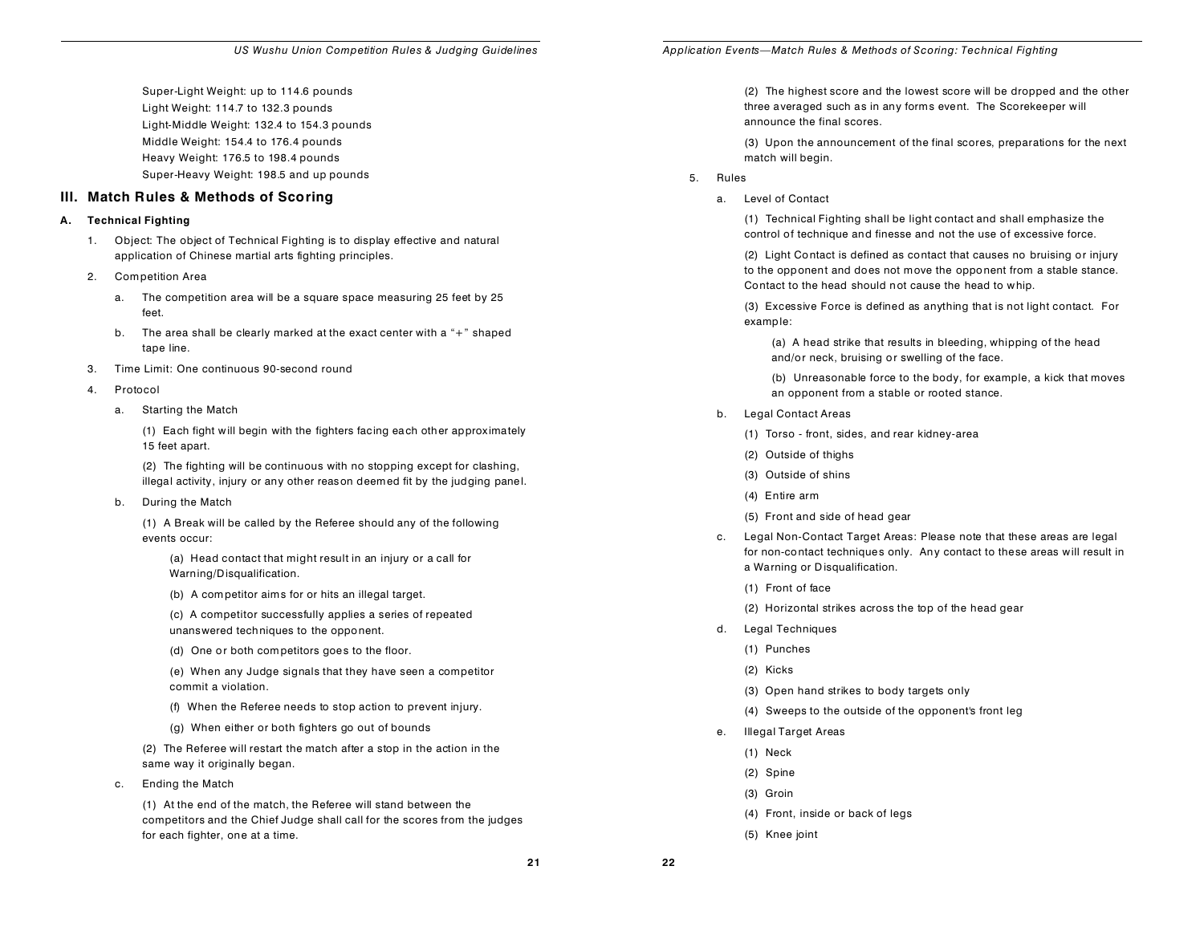Super-Light Weight: up to 114.6 pounds
Light Weight: 114.7 to 132.3 pounds
Light-Middle Weight: 132.4 to 154.3 pounds
Middle Weight: 154.4 to 176.4 pounds
Heavy Weight: 176.5 to 198.4 pounds
Super-Heavy Weight: 198.5 and up pounds

## III. Match Rules & Methods of Scoring

### A. Technical Fighting

1. Object: The object of Technical Fighting is to display effective and natural application of Chinese martial arts fighting principles.

2. Competition Area

   a. The competition area will be a square space measuring 25 feet by 25 feet.

   b. The area shall be clearly marked at the exact center with a "+" shaped tape line.

3. Time Limit: One continuous 90-second round

4. Protocol

   a. Starting the Match

   (1) Each fight will begin with the fighters facing each other approximately 15 feet apart.

   (2) The fighting will be continuous with no stopping except for clashing, illegal activity, injury or any other reason deemed fit by the judging panel.

   b. During the Match

   (1) A Break will be called by the Referee should any of the following events occur:

   (a) Head contact that might result in an injury or a call for Warning/Disqualification.

   (b) A competitor aims for or hits an illegal target.

   (c) A competitor successfully applies a series of repeated unanswered techniques to the opponent.

   (d) One or both competitors goes to the floor.

   (e) When any Judge signals that they have seen a competitor commit a violation.

   (f) When the Referee needs to stop action to prevent injury.

   (g) When either or both fighters go out of bounds

   (2) The Referee will restart the match after a stop in the action in the same way it originally began.

   c. Ending the Match

   (1) At the end of the match, the Referee will stand between the competitors and the Chief Judge shall call for the scores from the judges for each fighter, one at a time.

   (2) The highest score and the lowest score will be dropped and the other three averaged such as in any forms event. The Scorekeeper will announce the final scores.

   (3) Upon the announcement of the final scores, preparations for the next match will begin.

5. Rules

   a. Level of Contact

   (1) Technical Fighting shall be light contact and shall emphasize the control of technique and finesse and not the use of excessive force.

   (2) Light Contact is defined as contact that causes no bruising or injury to the opponent and does not move the opponent from a stable stance. Contact to the head should not cause the head to whip.

   (3) Excessive Force is defined as anything that is not light contact. For example:

   (a) A head strike that results in bleeding, whipping of the head and/or neck, bruising or swelling of the face.

   (b) Unreasonable force to the body, for example, a kick that moves an opponent from a stable or rooted stance.

   b. Legal Contact Areas

   (1) Torso - front, sides, and rear kidney-area

   (2) Outside of thighs

   (3) Outside of shins

   (4) Entire arm

   (5) Front and side of head gear

   c. Legal Non-Contact Target Areas: Please note that these areas are legal for non-contact techniques only. Any contact to these areas will result in a Warning or Disqualification.

   (1) Front of face

   (2) Horizontal strikes across the top of the head gear

   d. Legal Techniques

   (1) Punches

   (2) Kicks

   (3) Open hand strikes to body targets only

   (4) Sweeps to the outside of the opponent's front leg

   e. Illegal Target Areas

   (1) Neck

   (2) Spine

   (3) Groin

   (4) Front, inside or back of legs

   (5) Knee joint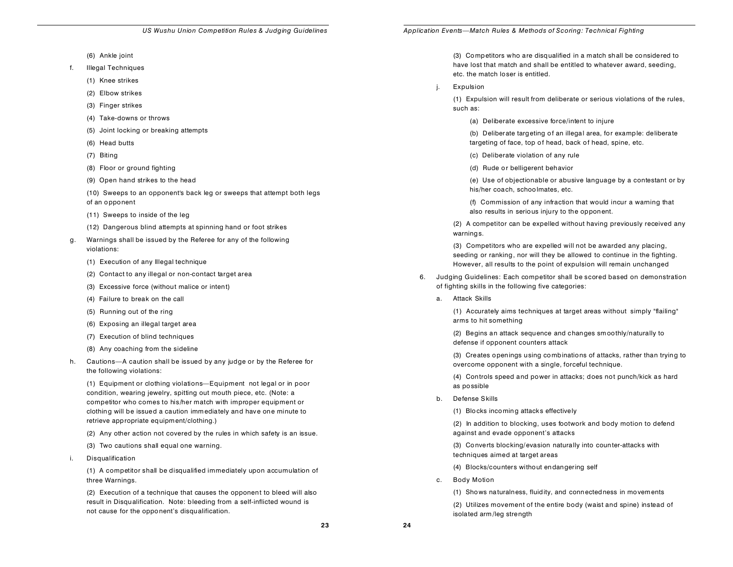(6) Ankle joint

f. Illegal Techniques

(1) Knee strikes

(2) Elbow strikes

(3) Finger strikes

(4) Take-downs or throws

(5) Joint locking or breaking attempts

(6) Head butts

(7) Biting

(8) Floor or ground fighting

(9) Open hand strikes to the head

(10) Sweeps to an opponent's back leg or sweeps that attempt both legs of an opponent

(11) Sweeps to inside of the leg

(12) Dangerous blind attempts at spinning hand or foot strikes

g. Warnings shall be issued by the Referee for any of the following violations:

(1) Execution of any Illegal technique

(2) Contact to any illegal or non-contact target area

(3) Excessive force (without malice or intent)

(4) Failure to break on the call

(5) Running out of the ring

(6) Exposing an illegal target area

(7) Execution of blind techniques

(8) Any coaching from the sideline

h. Cautions—A caution shall be issued by any judge or by the Referee for the following violations:

(1) Equipment or clothing violations—Equipment not legal or in poor condition, wearing jewelry, spitting out mouth piece, etc. (Note: a competitor who comes to his/her match with improper equipment or clothing will be issued a caution immediately and have one minute to retrieve appropriate equipment/clothing.)

(2) Any other action not covered by the rules in which safety is an issue.

(3) Two cautions shall equal one warning.

i. Disqualification

(1) A competitor shall be disqualified immediately upon accumulation of three Warnings.

(2) Execution of a technique that causes the opponent to bleed will also result in Disqualification. Note: bleeding from a self-inflicted wound is not cause for the opponent's disqualification.

(3) Competitors who are disqualified in a match shall be considered to have lost that match and shall be entitled to whatever award, seeding, etc. the match loser is entitled.

j. Expulsion

(1) Expulsion will result from deliberate or serious violations of the rules, such as:

(a) Deliberate excessive force/intent to injure

(b) Deliberate targeting of an illegal area, for example: deliberate targeting of face, top of head, back of head, spine, etc.

(c) Deliberate violation of any rule

(d) Rude or belligerent behavior

(e) Use of objectionable or abusive language by a contestant or by his/her coach, schoolmates, etc.

(f) Commission of any infraction that would incur a warning that also results in serious injury to the opponent.

(2) A competitor can be expelled without having previously received any warnings.

(3) Competitors who are expelled will not be awarded any placing, seeding or ranking, nor will they be allowed to continue in the fighting. However, all results to the point of expulsion will remain unchanged

6. Judging Guidelines: Each competitor shall be scored based on demonstration of fighting skills in the following five categories:

a. Attack Skills

(1) Accurately aims techniques at target areas without simply "flailing" arms to hit something

(2) Begins an attack sequence and changes smoothly/naturally to defense if opponent counters attack

(3) Creates openings using combinations of attacks, rather than trying to overcome opponent with a single, forceful technique.

(4) Controls speed and power in attacks; does not punch/kick as hard as possible

b. Defense Skills

(1) Blocks incoming attacks effectively

(2) In addition to blocking, uses footwork and body motion to defend against and evade opponent's attacks

(3) Converts blocking/evasion naturally into counter-attacks with techniques aimed at target areas

(4) Blocks/counters without endangering self

c. Body Motion

(1) Shows naturalness, fluidity, and connectedness in movements

(2) Utilizes movement of the entire body (waist and spine) instead of isolated arm/leg strength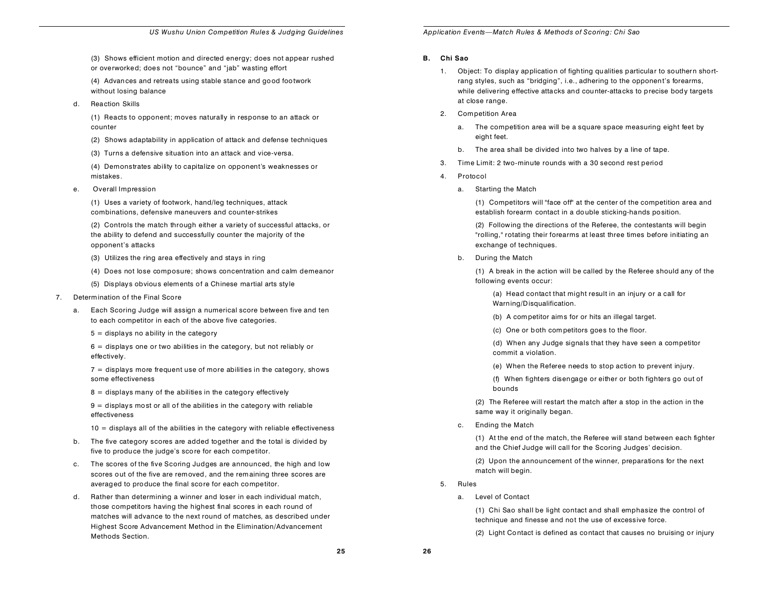(3) Shows efficient motion and directed energy; does not appear rushed or overworked; does not "bounce" and "jab" wasting effort

(4) Advances and retreats using stable stance and good footwork without losing balance

d. Reaction Skills

(1) Reacts to opponent; moves naturally in response to an attack or counter

(2) Shows adaptability in application of attack and defense techniques

(3) Turns a defensive situation into an attack and vice-versa.

(4) Demonstrates ability to capitalize on opponent's weaknesses or mistakes.

e. Overall Impression

(1) Uses a variety of footwork, hand/leg techniques, attack combinations, defensive maneuvers and counter-strikes

(2) Controls the match through either a variety of successful attacks, or the ability to defend and successfully counter the majority of the opponent's attacks

(3) Utilizes the ring area effectively and stays in ring

(4) Does not lose composure; shows concentration and calm demeanor

(5) Displays obvious elements of a Chinese martial arts style

7. Determination of the Final Score

a. Each Scoring Judge will assign a numerical score between five and ten to each competitor in each of the above five categories.

5 = displays no ability in the category

6 = displays one or two abilities in the category, but not reliably or effectively.

7 = displays more frequent use of more abilities in the category, shows some effectiveness

8 = displays many of the abilities in the category effectively

9 = displays most or all of the abilities in the category with reliable effectiveness

10 = displays all of the abilities in the category with reliable effectiveness

b. The five category scores are added together and the total is divided by five to produce the judge's score for each competitor.

c. The scores of the five Scoring Judges are announced, the high and low scores out of the five are removed, and the remaining three scores are averaged to produce the final score for each competitor.

d. Rather than determining a winner and loser in each individual match, those competitors having the highest final scores in each round of matches will advance to the next round of matches, as described under Highest Score Advancement Method in the Elimination/Advancement Methods Section.

## B. Chi Sao

1. Object: To display application of fighting qualities particular to southern short-rang styles, such as "bridging", i.e., adhering to the opponent's forearms, while delivering effective attacks and counter-attacks to precise body targets at close range.

2. Competition Area

a. The competition area will be a square space measuring eight feet by eight feet.

b. The area shall be divided into two halves by a line of tape.

3. Time Limit: 2 two-minute rounds with a 30 second rest period

4. Protocol

a. Starting the Match

(1) Competitors will "face off" at the center of the competition area and establish forearm contact in a double sticking-hands position.

(2) Following the directions of the Referee, the contestants will begin "rolling," rotating their forearms at least three times before initiating an exchange of techniques.

b. During the Match

(1) A break in the action will be called by the Referee should any of the following events occur:

(a) Head contact that might result in an injury or a call for Warning/Disqualification.

(b) A competitor aims for or hits an illegal target.

(c) One or both competitors goes to the floor.

(d) When any Judge signals that they have seen a competitor commit a violation.

(e) When the Referee needs to stop action to prevent injury.

(f) When fighters disengage or either or both fighters go out of bounds

(2) The Referee will restart the match after a stop in the action in the same way it originally began.

c. Ending the Match

(1) At the end of the match, the Referee will stand between each fighter and the Chief Judge will call for the Scoring Judges' decision.

(2) Upon the announcement of the winner, preparations for the next match will begin.

5. Rules

a. Level of Contact

(1) Chi Sao shall be light contact and shall emphasize the control of technique and finesse and not the use of excessive force.

(2) Light Contact is defined as contact that causes no bruising or injury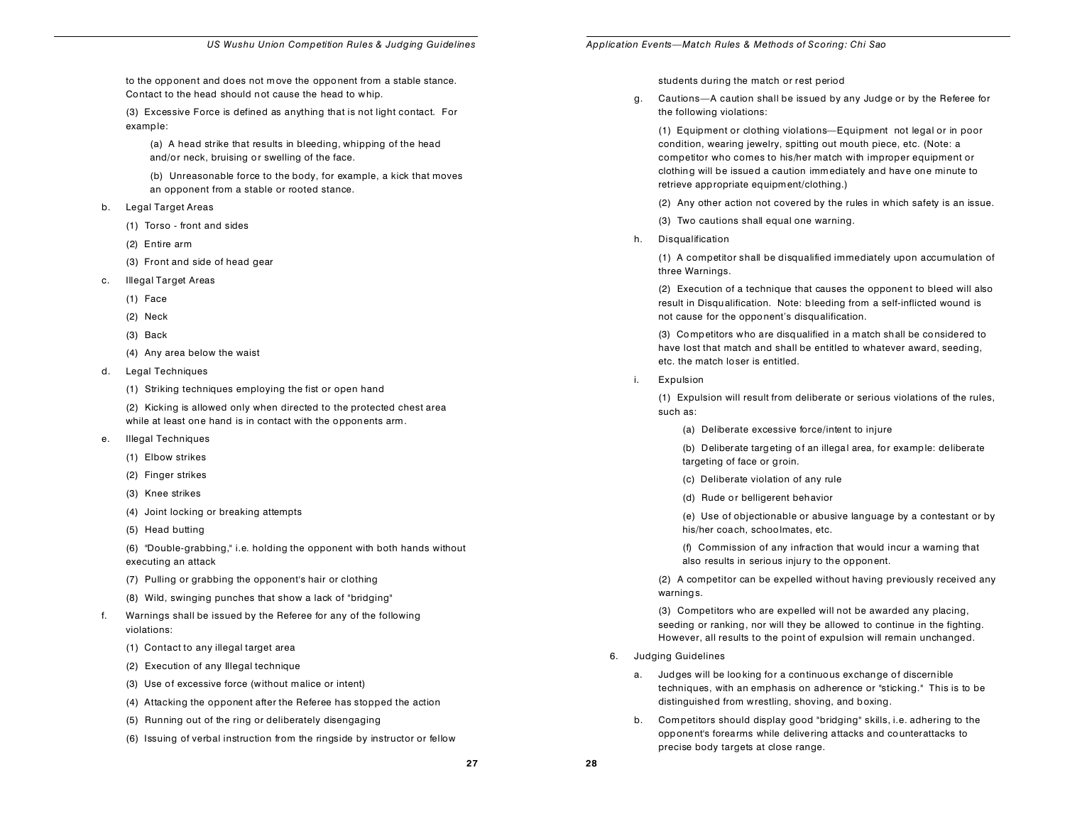to the opponent and does not move the opponent from a stable stance. Contact to the head should not cause the head to whip.

(3) Excessive Force is defined as anything that is not light contact. For example:

(a) A head strike that results in bleeding, whipping of the head and/or neck, bruising or swelling of the face.

(b) Unreasonable force to the body, for example, a kick that moves an opponent from a stable or rooted stance.

b. Legal Target Areas

(1) Torso - front and sides

(2) Entire arm

(3) Front and side of head gear

c. Illegal Target Areas

(1) Face

(2) Neck

(3) Back

(4) Any area below the waist

d. Legal Techniques

(1) Striking techniques employing the fist or open hand

(2) Kicking is allowed only when directed to the protected chest area while at least one hand is in contact with the opponents arm.

e. Illegal Techniques

(1) Elbow strikes

(2) Finger strikes

(3) Knee strikes

(4) Joint locking or breaking attempts

(5) Head butting

(6) "Double-grabbing," i.e. holding the opponent with both hands without executing an attack

(7) Pulling or grabbing the opponent's hair or clothing

(8) Wild, swinging punches that show a lack of "bridging"

f. Warnings shall be issued by the Referee for any of the following violations:

(1) Contact to any illegal target area

(2) Execution of any Illegal technique

(3) Use of excessive force (without malice or intent)

(4) Attacking the opponent after the Referee has stopped the action

(5) Running out of the ring or deliberately disengaging

(6) Issuing of verbal instruction from the ringside by instructor or fellow students during the match or rest period

g. Cautions—A caution shall be issued by any Judge or by the Referee for the following violations:

(1) Equipment or clothing violations—Equipment not legal or in poor condition, wearing jewelry, spitting out mouth piece, etc. (Note: a competitor who comes to his/her match with improper equipment or clothing will be issued a caution immediately and have one minute to retrieve appropriate equipment/clothing.)

(2) Any other action not covered by the rules in which safety is an issue.

(3) Two cautions shall equal one warning.

h. Disqualification

(1) A competitor shall be disqualified immediately upon accumulation of three Warnings.

(2) Execution of a technique that causes the opponent to bleed will also result in Disqualification. Note: bleeding from a self-inflicted wound is not cause for the opponent's disqualification.

(3) Competitors who are disqualified in a match shall be considered to have lost that match and shall be entitled to whatever award, seeding, etc. the match loser is entitled.

i. Expulsion

(1) Expulsion will result from deliberate or serious violations of the rules, such as:

(a) Deliberate excessive force/intent to injure

(b) Deliberate targeting of an illegal area, for example: deliberate targeting of face or groin.

(c) Deliberate violation of any rule

(d) Rude or belligerent behavior

(e) Use of objectionable or abusive language by a contestant or by his/her coach, schoolmates, etc.

(f) Commission of any infraction that would incur a warning that also results in serious injury to the opponent.

(2) A competitor can be expelled without having previously received any warnings.

(3) Competitors who are expelled will not be awarded any placing, seeding or ranking, nor will they be allowed to continue in the fighting. However, all results to the point of expulsion will remain unchanged.

6. Judging Guidelines

a. Judges will be looking for a continuous exchange of discernible techniques, with an emphasis on adherence or "sticking." This is to be distinguished from wrestling, shoving, and boxing.

b. Competitors should display good "bridging" skills, i.e. adhering to the opponent's forearms while delivering attacks and counterattacks to precise body targets at close range.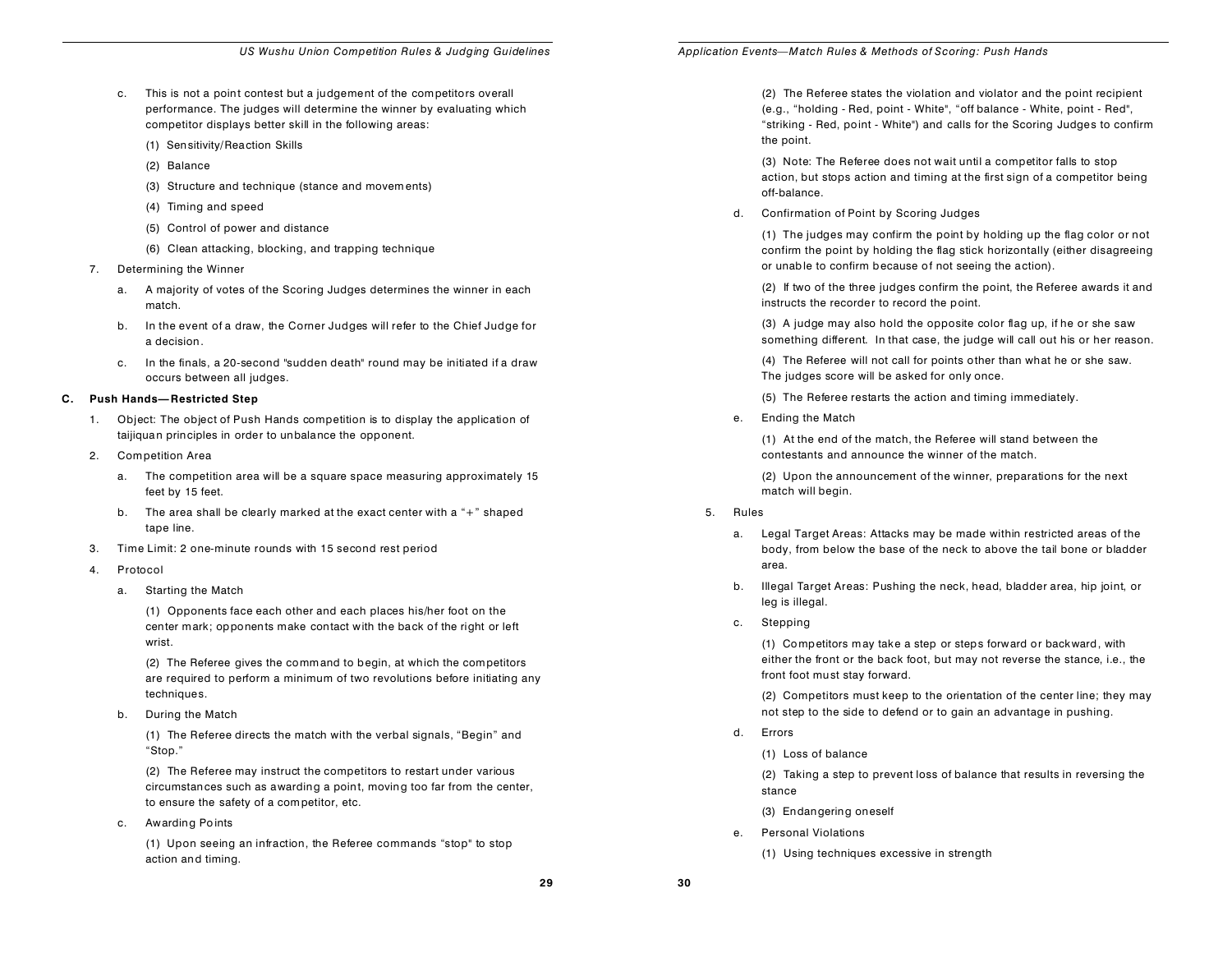c. This is not a point contest but a judgement of the competitors overall performance. The judges will determine the winner by evaluating which competitor displays better skill in the following areas:

(1) Sensitivity/Reaction Skills

(2) Balance

(3) Structure and technique (stance and movements)

(4) Timing and speed

(5) Control of power and distance

(6) Clean attacking, blocking, and trapping technique

7. Determining the Winner

a. A majority of votes of the Scoring Judges determines the winner in each match.

b. In the event of a draw, the Corner Judges will refer to the Chief Judge for a decision.

c. In the finals, a 20-second "sudden death" round may be initiated if a draw occurs between all judges.

**C. Push Hands—Restricted Step**

1. Object: The object of Push Hands competition is to display the application of taijiquan principles in order to unbalance the opponent.

2. Competition Area

a. The competition area will be a square space measuring approximately 15 feet by 15 feet.

b. The area shall be clearly marked at the exact center with a "+" shaped tape line.

3. Time Limit: 2 one-minute rounds with 15 second rest period

4. Protocol

a. Starting the Match

(1) Opponents face each other and each places his/her foot on the center mark; opponents make contact with the back of the right or left wrist.

(2) The Referee gives the command to begin, at which the competitors are required to perform a minimum of two revolutions before initiating any techniques.

b. During the Match

(1) The Referee directs the match with the verbal signals, "Begin" and "Stop."

(2) The Referee may instruct the competitors to restart under various circumstances such as awarding a point, moving too far from the center, to ensure the safety of a competitor, etc.

c. Awarding Points

(1) Upon seeing an infraction, the Referee commands "stop" to stop action and timing.

(2) The Referee states the violation and violator and the point recipient (e.g., "holding - Red, point - White", "off balance - White, point - Red", "striking - Red, point - White") and calls for the Scoring Judges to confirm the point.

(3) Note: The Referee does not wait until a competitor falls to stop action, but stops action and timing at the first sign of a competitor being off-balance.

d. Confirmation of Point by Scoring Judges

(1) The judges may confirm the point by holding up the flag color or not confirm the point by holding the flag stick horizontally (either disagreeing or unable to confirm because of not seeing the action).

(2) If two of the three judges confirm the point, the Referee awards it and instructs the recorder to record the point.

(3) A judge may also hold the opposite color flag up, if he or she saw something different. In that case, the judge will call out his or her reason.

(4) The Referee will not call for points other than what he or she saw. The judges score will be asked for only once.

(5) The Referee restarts the action and timing immediately.

e. Ending the Match

(1) At the end of the match, the Referee will stand between the contestants and announce the winner of the match.

(2) Upon the announcement of the winner, preparations for the next match will begin.

5. Rules

a. Legal Target Areas: Attacks may be made within restricted areas of the body, from below the base of the neck to above the tail bone or bladder area.

b. Illegal Target Areas: Pushing the neck, head, bladder area, hip joint, or leg is illegal.

c. Stepping

(1) Competitors may take a step or steps forward or backward, with either the front or the back foot, but may not reverse the stance, i.e., the front foot must stay forward.

(2) Competitors must keep to the orientation of the center line; they may not step to the side to defend or to gain an advantage in pushing.

d. Errors

(1) Loss of balance

(2) Taking a step to prevent loss of balance that results in reversing the stance

(3) Endangering oneself

e. Personal Violations

(1) Using techniques excessive in strength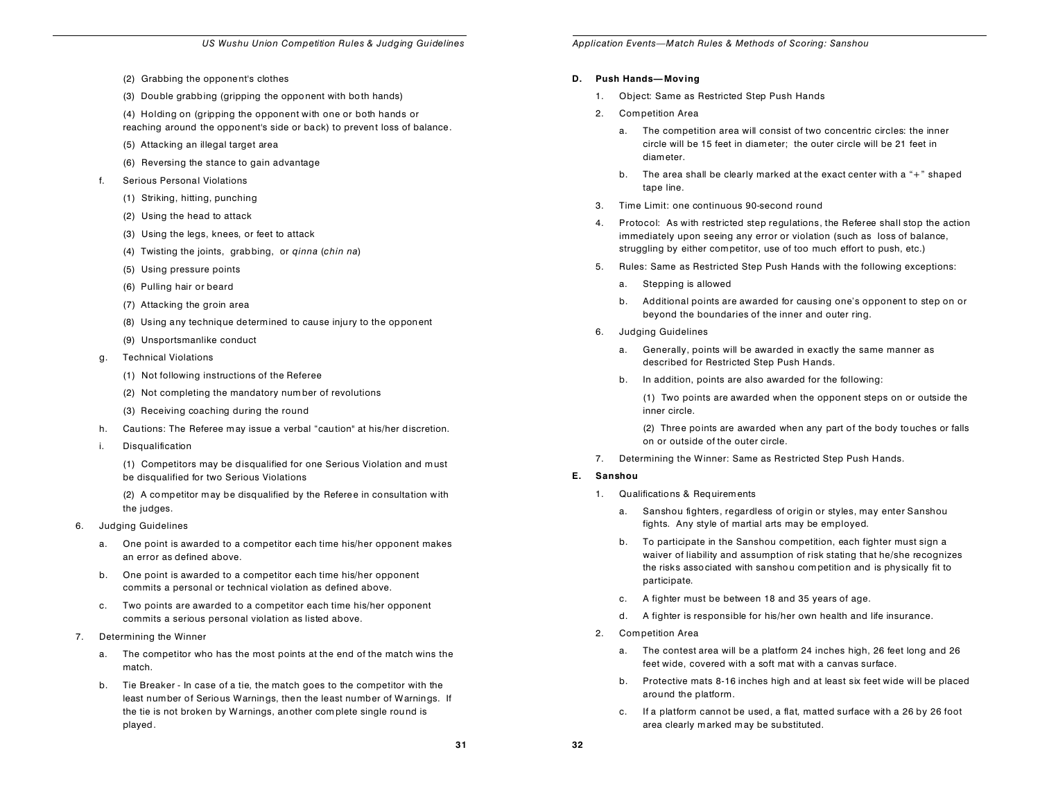(2) Grabbing the opponent's clothes

(3) Double grabbing (gripping the opponent with both hands)

(4) Holding on (gripping the opponent with one or both hands or reaching around the opponent's side or back) to prevent loss of balance.

(5) Attacking an illegal target area

(6) Reversing the stance to gain advantage

f. Serious Personal Violations

(1) Striking, hitting, punching

(2) Using the head to attack

(3) Using the legs, knees, or feet to attack

(4) Twisting the joints, grabbing, or *qinna* (*chin na*)

(5) Using pressure points

(6) Pulling hair or beard

(7) Attacking the groin area

(8) Using any technique determined to cause injury to the opponent

(9) Unsportsmanlike conduct

g. Technical Violations

(1) Not following instructions of the Referee

(2) Not completing the mandatory number of revolutions

(3) Receiving coaching during the round

h. Cautions: The Referee may issue a verbal "caution" at his/her discretion.

i. Disqualification

(1) Competitors may be disqualified for one Serious Violation and must be disqualified for two Serious Violations

(2) A competitor may be disqualified by the Referee in consultation with the judges.

6. Judging Guidelines

a. One point is awarded to a competitor each time his/her opponent makes an error as defined above.

b. One point is awarded to a competitor each time his/her opponent commits a personal or technical violation as defined above.

c. Two points are awarded to a competitor each time his/her opponent commits a serious personal violation as listed above.

7. Determining the Winner

a. The competitor who has the most points at the end of the match wins the match.

b. Tie Breaker - In case of a tie, the match goes to the competitor with the least number of Serious Warnings, then the least number of Warnings. If the tie is not broken by Warnings, another complete single round is played.

**D. Push Hands—Moving**

1. Object: Same as Restricted Step Push Hands

2. Competition Area

a. The competition area will consist of two concentric circles: the inner circle will be 15 feet in diameter; the outer circle will be 21 feet in diameter.

b. The area shall be clearly marked at the exact center with a "+" shaped tape line.

3. Time Limit: one continuous 90-second round

4. Protocol: As with restricted step regulations, the Referee shall stop the action immediately upon seeing any error or violation (such as loss of balance, struggling by either competitor, use of too much effort to push, etc.)

5. Rules: Same as Restricted Step Push Hands with the following exceptions:

a. Stepping is allowed

b. Additional points are awarded for causing one's opponent to step on or beyond the boundaries of the inner and outer ring.

6. Judging Guidelines

a. Generally, points will be awarded in exactly the same manner as described for Restricted Step Push Hands.

b. In addition, points are also awarded for the following:

(1) Two points are awarded when the opponent steps on or outside the inner circle.

(2) Three points are awarded when any part of the body touches or falls on or outside of the outer circle.

7. Determining the Winner: Same as Restricted Step Push Hands.

**E. Sanshou**

1. Qualifications & Requirements

a. Sanshou fighters, regardless of origin or styles, may enter Sanshou fights. Any style of martial arts may be employed.

b. To participate in the Sanshou competition, each fighter must sign a waiver of liability and assumption of risk stating that he/she recognizes the risks associated with sanshou competition and is physically fit to participate.

c. A fighter must be between 18 and 35 years of age.

d. A fighter is responsible for his/her own health and life insurance.

2. Competition Area

a. The contest area will be a platform 24 inches high, 26 feet long and 26 feet wide, covered with a soft mat with a canvas surface.

b. Protective mats 8-16 inches high and at least six feet wide will be placed around the platform.

c. If a platform cannot be used, a flat, matted surface with a 26 by 26 foot area clearly marked may be substituted.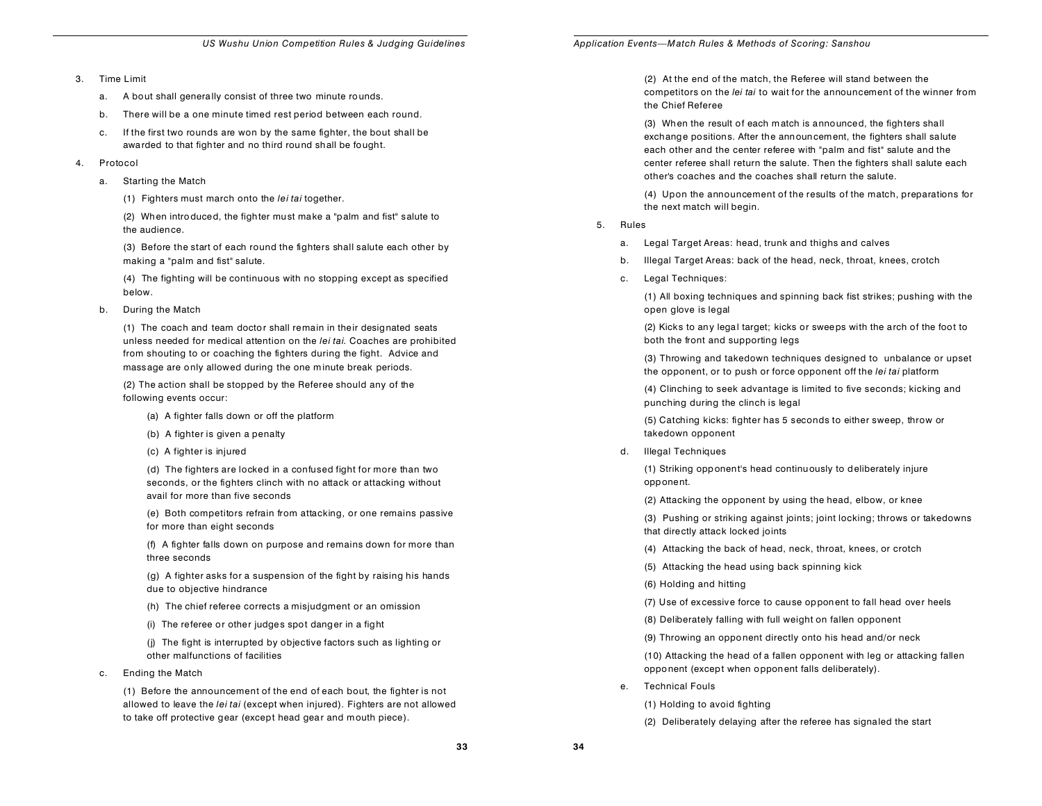3. Time Limit

   a. A bout shall generally consist of three two minute rounds.

   b. There will be a one minute timed rest period between each round.

   c. If the first two rounds are won by the same fighter, the bout shall be awarded to that fighter and no third round shall be fought.

4. Protocol

   a. Starting the Match

      (1) Fighters must march onto the *lei tai* together.

      (2) When introduced, the fighter must make a "palm and fist" salute to the audience.

      (3) Before the start of each round the fighters shall salute each other by making a "palm and fist" salute.

      (4) The fighting will be continuous with no stopping except as specified below.

   b. During the Match

      (1) The coach and team doctor shall remain in their designated seats unless needed for medical attention on the *lei tai*. Coaches are prohibited from shouting to or coaching the fighters during the fight. Advice and massage are only allowed during the one minute break periods.

      (2) The action shall be stopped by the Referee should any of the following events occur:

         (a) A fighter falls down or off the platform

         (b) A fighter is given a penalty

         (c) A fighter is injured

         (d) The fighters are locked in a confused fight for more than two seconds, or the fighters clinch with no attack or attacking without avail for more than five seconds

         (e) Both competitors refrain from attacking, or one remains passive for more than eight seconds

         (f) A fighter falls down on purpose and remains down for more than three seconds

         (g) A fighter asks for a suspension of the fight by raising his hands due to objective hindrance

         (h) The chief referee corrects a misjudgment or an omission

         (i) The referee or other judges spot danger in a fight

         (j) The fight is interrupted by objective factors such as lighting or other malfunctions of facilities

   c. Ending the Match

      (1) Before the announcement of the end of each bout, the fighter is not allowed to leave the *lei tai* (except when injured). Fighters are not allowed to take off protective gear (except head gear and mouth piece).

      (2) At the end of the match, the Referee will stand between the competitors on the *lei tai* to wait for the announcement of the winner from the Chief Referee

      (3) When the result of each match is announced, the fighters shall exchange positions. After the announcement, the fighters shall salute each other and the center referee with "palm and fist" salute and the center referee shall return the salute. Then the fighters shall salute each other's coaches and the coaches shall return the salute.

      (4) Upon the announcement of the results of the match, preparations for the next match will begin.

5. Rules

   a. Legal Target Areas: head, trunk and thighs and calves

   b. Illegal Target Areas: back of the head, neck, throat, knees, crotch

   c. Legal Techniques:

      (1) All boxing techniques and spinning back fist strikes; pushing with the open glove is legal

      (2) Kicks to any legal target; kicks or sweeps with the arch of the foot to both the front and supporting legs

      (3) Throwing and takedown techniques designed to unbalance or upset the opponent, or to push or force opponent off the *lei tai* platform

      (4) Clinching to seek advantage is limited to five seconds; kicking and punching during the clinch is legal

      (5) Catching kicks: fighter has 5 seconds to either sweep, throw or takedown opponent

   d. Illegal Techniques

      (1) Striking opponent's head continuously to deliberately injure opponent.

      (2) Attacking the opponent by using the head, elbow, or knee

      (3) Pushing or striking against joints; joint locking; throws or takedowns that directly attack locked joints

      (4) Attacking the back of head, neck, throat, knees, or crotch

      (5) Attacking the head using back spinning kick

      (6) Holding and hitting

      (7) Use of excessive force to cause opponent to fall head over heels

      (8) Deliberately falling with full weight on fallen opponent

      (9) Throwing an opponent directly onto his head and/or neck

      (10) Attacking the head of a fallen opponent with leg or attacking fallen opponent (except when opponent falls deliberately).

   e. Technical Fouls

      (1) Holding to avoid fighting

      (2) Deliberately delaying after the referee has signaled the start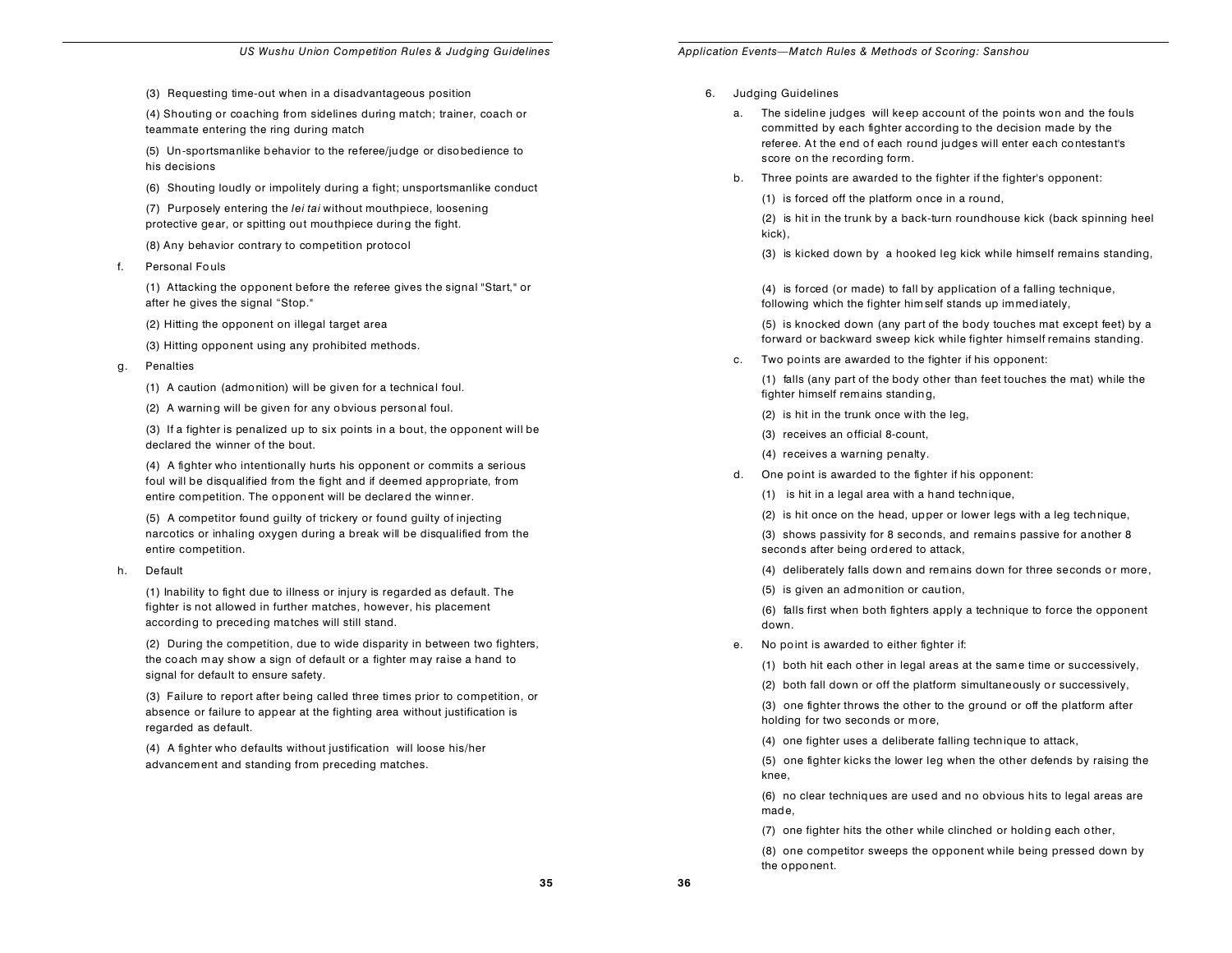(3) Requesting time-out when in a disadvantageous position

(4) Shouting or coaching from sidelines during match; trainer, coach or teammate entering the ring during match

(5) Un-sportsmanlike behavior to the referee/judge or disobedience to his decisions

(6) Shouting loudly or impolitely during a fight; unsportsmanlike conduct

(7) Purposely entering the *lei tai* without mouthpiece, loosening protective gear, or spitting out mouthpiece during the fight.

(8) Any behavior contrary to competition protocol

f. Personal Fouls

(1) Attacking the opponent before the referee gives the signal "Start," or after he gives the signal "Stop."

(2) Hitting the opponent on illegal target area

(3) Hitting opponent using any prohibited methods.

g. Penalties

(1) A caution (admonition) will be given for a technical foul.

(2) A warning will be given for any obvious personal foul.

(3) If a fighter is penalized up to six points in a bout, the opponent will be declared the winner of the bout.

(4) A fighter who intentionally hurts his opponent or commits a serious foul will be disqualified from the fight and if deemed appropriate, from entire competition. The opponent will be declared the winner.

(5) A competitor found guilty of trickery or found guilty of injecting narcotics or inhaling oxygen during a break will be disqualified from the entire competition.

h. Default

(1) Inability to fight due to illness or injury is regarded as default. The fighter is not allowed in further matches, however, his placement according to preceding matches will still stand.

(2) During the competition, due to wide disparity in between two fighters, the coach may show a sign of default or a fighter may raise a hand to signal for default to ensure safety.

(3) Failure to report after being called three times prior to competition, or absence or failure to appear at the fighting area without justification is regarded as default.

(4) A fighter who defaults without justification will loose his/her advancement and standing from preceding matches.

6. Judging Guidelines

a. The sideline judges will keep account of the points won and the fouls committed by each fighter according to the decision made by the referee. At the end of each round judges will enter each contestant's score on the recording form.

b. Three points are awarded to the fighter if the fighter's opponent:

(1) is forced off the platform once in a round,

(2) is hit in the trunk by a back-turn roundhouse kick (back spinning heel kick),

(3) is kicked down by a hooked leg kick while himself remains standing,

(4) is forced (or made) to fall by application of a falling technique, following which the fighter himself stands up immediately,

(5) is knocked down (any part of the body touches mat except feet) by a forward or backward sweep kick while fighter himself remains standing.

c. Two points are awarded to the fighter if his opponent:

(1) falls (any part of the body other than feet touches the mat) while the fighter himself remains standing,

(2) is hit in the trunk once with the leg,

(3) receives an official 8-count,

(4) receives a warning penalty.

d. One point is awarded to the fighter if his opponent:

(1) is hit in a legal area with a hand technique,

(2) is hit once on the head, upper or lower legs with a leg technique,

(3) shows passivity for 8 seconds, and remains passive for another 8 seconds after being ordered to attack,

(4) deliberately falls down and remains down for three seconds or more,

(5) is given an admonition or caution,

(6) falls first when both fighters apply a technique to force the opponent down.

e. No point is awarded to either fighter if:

(1) both hit each other in legal areas at the same time or successively,

(2) both fall down or off the platform simultaneously or successively,

(3) one fighter throws the other to the ground or off the platform after holding for two seconds or more,

(4) one fighter uses a deliberate falling technique to attack,

(5) one fighter kicks the lower leg when the other defends by raising the knee,

(6) no clear techniques are used and no obvious hits to legal areas are made,

(7) one fighter hits the other while clinched or holding each other,

(8) one competitor sweeps the opponent while being pressed down by the opponent.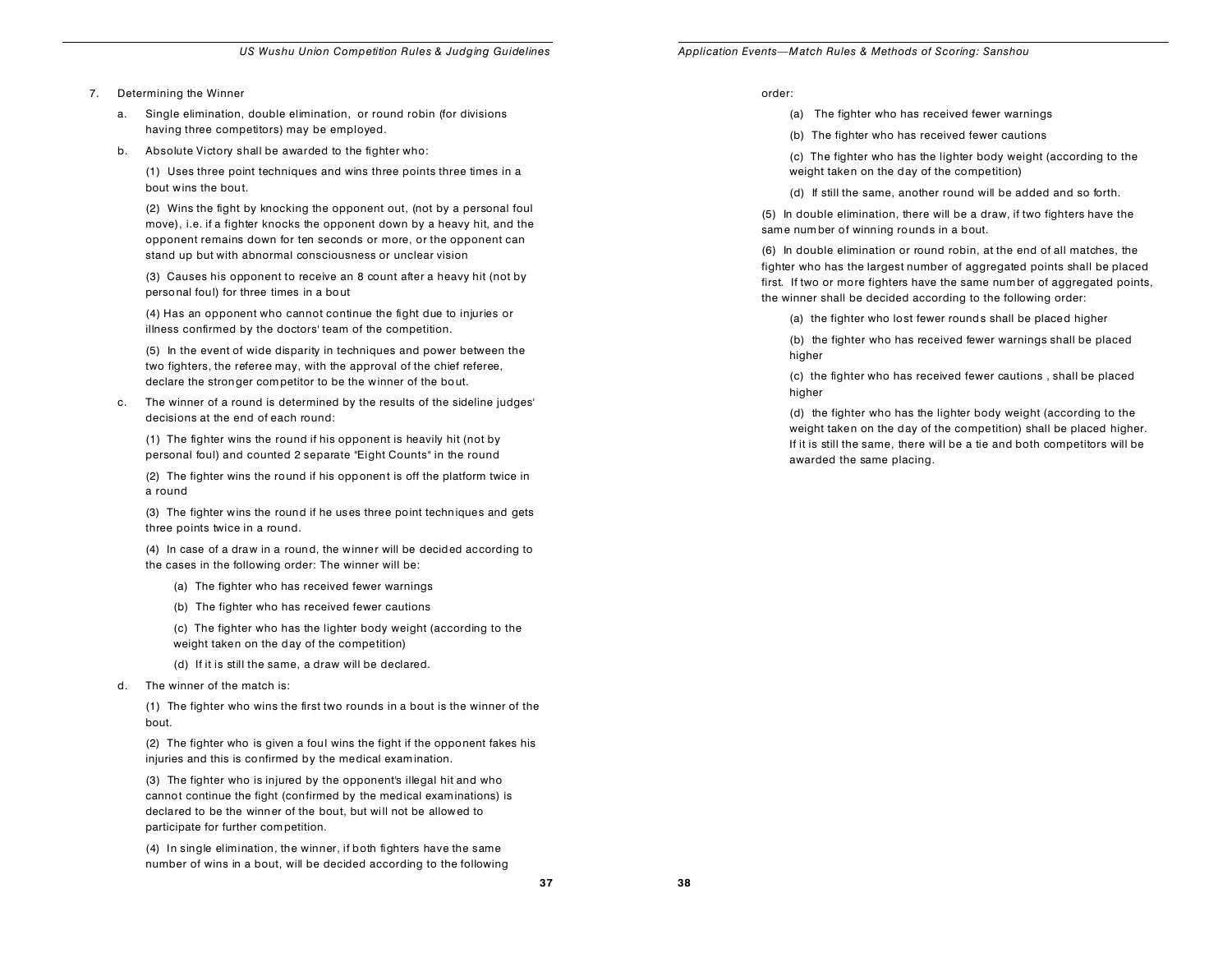7. Determining the Winner

   a. Single elimination, double elimination, or round robin (for divisions having three competitors) may be employed.

   b. Absolute Victory shall be awarded to the fighter who:

      (1) Uses three point techniques and wins three points three times in a bout wins the bout.

      (2) Wins the fight by knocking the opponent out, (not by a personal foul move), i.e. if a fighter knocks the opponent down by a heavy hit, and the opponent remains down for ten seconds or more, or the opponent can stand up but with abnormal consciousness or unclear vision

      (3) Causes his opponent to receive an 8 count after a heavy hit (not by personal foul) for three times in a bout

      (4) Has an opponent who cannot continue the fight due to injuries or illness confirmed by the doctors' team of the competition.

      (5) In the event of wide disparity in techniques and power between the two fighters, the referee may, with the approval of the chief referee, declare the stronger competitor to be the winner of the bout.

   c. The winner of a round is determined by the results of the sideline judges' decisions at the end of each round:

      (1) The fighter wins the round if his opponent is heavily hit (not by personal foul) and counted 2 separate "Eight Counts" in the round

      (2) The fighter wins the round if his opponent is off the platform twice in a round

      (3) The fighter wins the round if he uses three point techniques and gets three points twice in a round.

      (4) In case of a draw in a round, the winner will be decided according to the cases in the following order: The winner will be:

         (a) The fighter who has received fewer warnings

         (b) The fighter who has received fewer cautions

         (c) The fighter who has the lighter body weight (according to the weight taken on the day of the competition)

         (d) If it is still the same, a draw will be declared.

   d. The winner of the match is:

      (1) The fighter who wins the first two rounds in a bout is the winner of the bout.

      (2) The fighter who is given a foul wins the fight if the opponent fakes his injuries and this is confirmed by the medical examination.

      (3) The fighter who is injured by the opponent's illegal hit and who cannot continue the fight (confirmed by the medical examinations) is declared to be the winner of the bout, but will not be allowed to participate for further competition.

      (4) In single elimination, the winner, if both fighters have the same number of wins in a bout, will be decided according to the following order:

         (a) The fighter who has received fewer warnings

         (b) The fighter who has received fewer cautions

         (c) The fighter who has the lighter body weight (according to the weight taken on the day of the competition)

         (d) If still the same, another round will be added and so forth.

      (5) In double elimination, there will be a draw, if two fighters have the same number of winning rounds in a bout.

      (6) In double elimination or round robin, at the end of all matches, the fighter who has the largest number of aggregated points shall be placed first. If two or more fighters have the same number of aggregated points, the winner shall be decided according to the following order:

         (a) the fighter who lost fewer rounds shall be placed higher

         (b) the fighter who has received fewer warnings shall be placed higher

         (c) the fighter who has received fewer cautions , shall be placed higher

         (d) the fighter who has the lighter body weight (according to the weight taken on the day of the competition) shall be placed higher. If it is still the same, there will be a tie and both competitors will be awarded the same placing.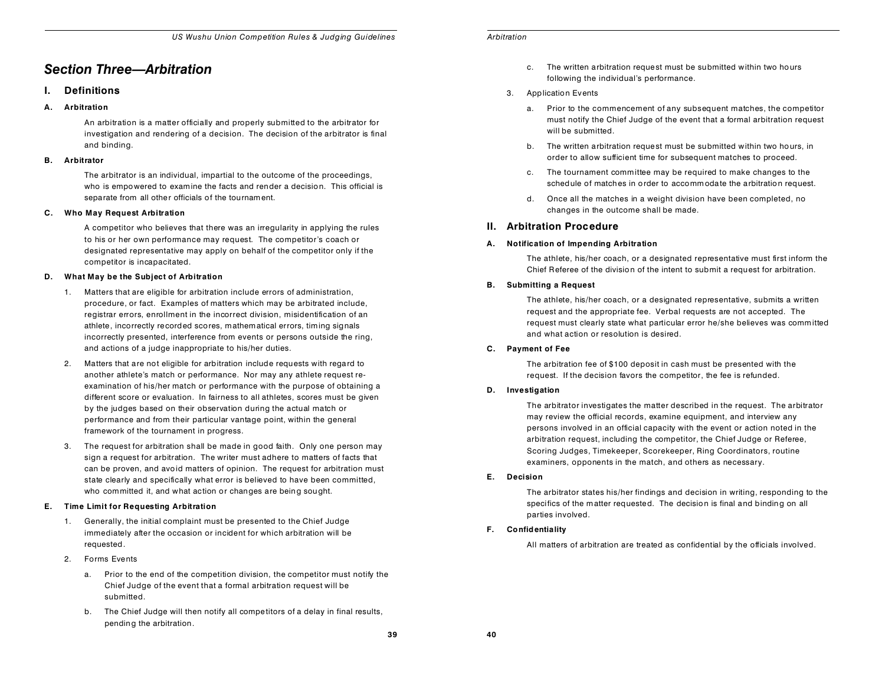# Section Three—Arbitration

## I. Definitions

### A. Arbitration

An arbitration is a matter officially and properly submitted to the arbitrator for investigation and rendering of a decision. The decision of the arbitrator is final and binding.

### B. Arbitrator

The arbitrator is an individual, impartial to the outcome of the proceedings, who is empowered to examine the facts and render a decision. This official is separate from all other officials of the tournament.

### C. Who May Request Arbitration

A competitor who believes that there was an irregularity in applying the rules to his or her own performance may request. The competitor's coach or designated representative may apply on behalf of the competitor only if the competitor is incapacitated.

### D. What May be the Subject of Arbitration

1. Matters that are eligible for arbitration include errors of administration, procedure, or fact. Examples of matters which may be arbitrated include, registrar errors, enrollment in the incorrect division, misidentification of an athlete, incorrectly recorded scores, mathematical errors, timing signals incorrectly presented, interference from events or persons outside the ring, and actions of a judge inappropriate to his/her duties.
2. Matters that are not eligible for arbitration include requests with regard to another athlete's match or performance. Nor may any athlete request re-examination of his/her match or performance with the purpose of obtaining a different score or evaluation. In fairness to all athletes, scores must be given by the judges based on their observation during the actual match or performance and from their particular vantage point, within the general framework of the tournament in progress.
3. The request for arbitration shall be made in good faith. Only one person may sign a request for arbitration. The writer must adhere to matters of facts that can be proven, and avoid matters of opinion. The request for arbitration must state clearly and specifically what error is believed to have been committed, who committed it, and what action or changes are being sought.

### E. Time Limit for Requesting Arbitration

1. Generally, the initial complaint must be presented to the Chief Judge immediately after the occasion or incident for which arbitration will be requested.
2. Forms Events
   a. Prior to the end of the competition division, the competitor must notify the Chief Judge of the event that a formal arbitration request will be submitted.
   b. The Chief Judge will then notify all competitors of a delay in final results, pending the arbitration.
   c. The written arbitration request must be submitted within two hours following the individual's performance.
3. Application Events
   a. Prior to the commencement of any subsequent matches, the competitor must notify the Chief Judge of the event that a formal arbitration request will be submitted.
   b. The written arbitration request must be submitted within two hours, in order to allow sufficient time for subsequent matches to proceed.
   c. The tournament committee may be required to make changes to the schedule of matches in order to accommodate the arbitration request.
   d. Once all the matches in a weight division have been completed, no changes in the outcome shall be made.

## II. Arbitration Procedure

### A. Notification of Impending Arbitration

The athlete, his/her coach, or a designated representative must first inform the Chief Referee of the division of the intent to submit a request for arbitration.

### B. Submitting a Request

The athlete, his/her coach, or a designated representative, submits a written request and the appropriate fee. Verbal requests are not accepted. The request must clearly state what particular error he/she believes was committed and what action or resolution is desired.

### C. Payment of Fee

The arbitration fee of $100 deposit in cash must be presented with the request. If the decision favors the competitor, the fee is refunded.

### D. Investigation

The arbitrator investigates the matter described in the request. The arbitrator may review the official records, examine equipment, and interview any persons involved in an official capacity with the event or action noted in the arbitration request, including the competitor, the Chief Judge or Referee, Scoring Judges, Timekeeper, Scorekeeper, Ring Coordinators, routine examiners, opponents in the match, and others as necessary.

### E. Decision

The arbitrator states his/her findings and decision in writing, responding to the specifics of the matter requested. The decision is final and binding on all parties involved.

### F. Confidentiality

All matters of arbitration are treated as confidential by the officials involved.